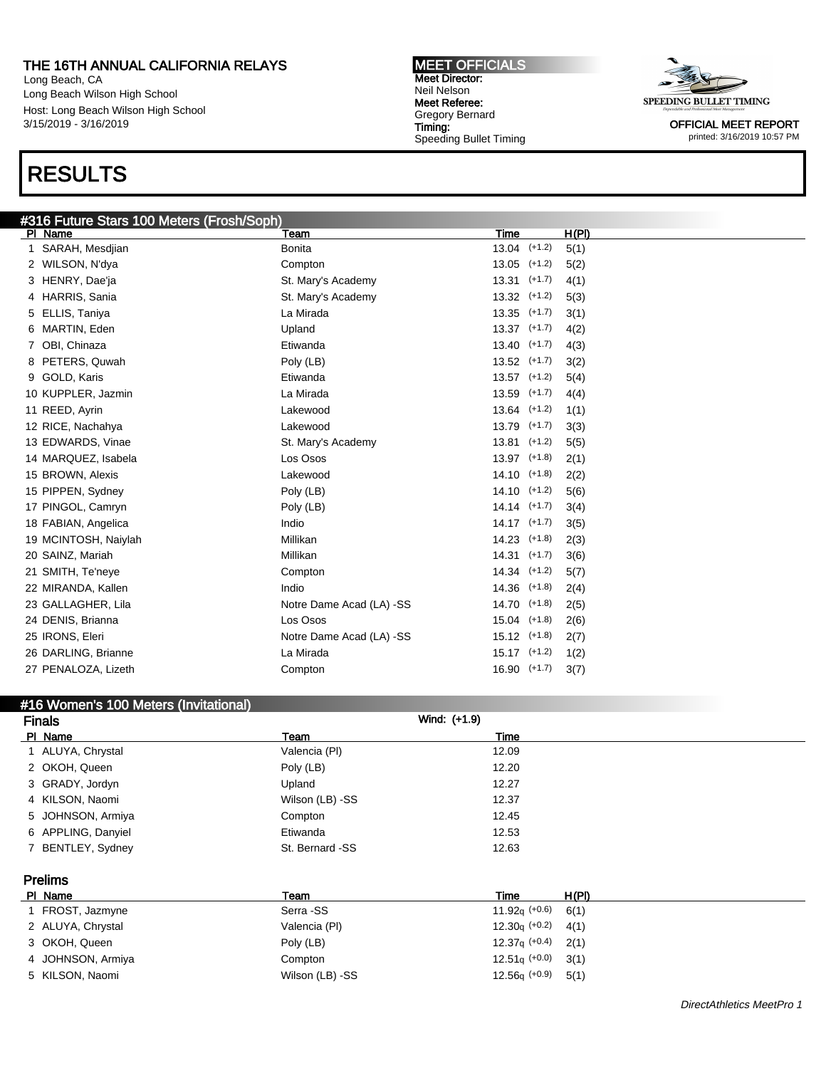THE 16TH ANNUAL CALIFORNIA RELAYS
Long Beach, CA
Long Beach Wilson High School
Host: Long Beach Wilson High School
3/15/2019 - 3/16/2019

**MEET OFFICIALS**
**Meet Director:** Neil Nelson
**Meet Referee:** Gregory Bernard
**Timing:** Speeding Bullet Timing

SPEEDING BULLET TIMING

**OFFICIAL MEET REPORT**
printed: 3/16/2019 10:57 PM

# RESULTS

## #316 Future Stars 100 Meters (Frosh/Soph)

| Pl | Name | Team | Time | H(Pl) |
|---|---|---|---|---|
| 1 | SARAH, Mesdjian | Bonita | 13.04 (+1.2) | 5(1) |
| 2 | WILSON, N'dya | Compton | 13.05 (+1.2) | 5(2) |
| 3 | HENRY, Dae'ja | St. Mary's Academy | 13.31 (+1.7) | 4(1) |
| 4 | HARRIS, Sania | St. Mary's Academy | 13.32 (+1.2) | 5(3) |
| 5 | ELLIS, Taniya | La Mirada | 13.35 (+1.7) | 3(1) |
| 6 | MARTIN, Eden | Upland | 13.37 (+1.7) | 4(2) |
| 7 | OBI, Chinaza | Etiwanda | 13.40 (+1.7) | 4(3) |
| 8 | PETERS, Quwah | Poly (LB) | 13.52 (+1.7) | 3(2) |
| 9 | GOLD, Karis | Etiwanda | 13.57 (+1.2) | 5(4) |
| 10 | KUPPLER, Jazmin | La Mirada | 13.59 (+1.7) | 4(4) |
| 11 | REED, Ayrin | Lakewood | 13.64 (+1.2) | 1(1) |
| 12 | RICE, Nachahya | Lakewood | 13.79 (+1.7) | 3(3) |
| 13 | EDWARDS, Vinae | St. Mary's Academy | 13.81 (+1.2) | 5(5) |
| 14 | MARQUEZ, Isabela | Los Osos | 13.97 (+1.8) | 2(1) |
| 15 | BROWN, Alexis | Lakewood | 14.10 (+1.8) | 2(2) |
| 15 | PIPPEN, Sydney | Poly (LB) | 14.10 (+1.2) | 5(6) |
| 17 | PINGOL, Camryn | Poly (LB) | 14.14 (+1.7) | 3(4) |
| 18 | FABIAN, Angelica | Indio | 14.17 (+1.7) | 3(5) |
| 19 | MCINTOSH, Naiylah | Millikan | 14.23 (+1.8) | 2(3) |
| 20 | SAINZ, Mariah | Millikan | 14.31 (+1.7) | 3(6) |
| 21 | SMITH, Te'neye | Compton | 14.34 (+1.2) | 5(7) |
| 22 | MIRANDA, Kallen | Indio | 14.36 (+1.8) | 2(4) |
| 23 | GALLAGHER, Lila | Notre Dame Acad (LA) -SS | 14.70 (+1.8) | 2(5) |
| 24 | DENIS, Brianna | Los Osos | 15.04 (+1.8) | 2(6) |
| 25 | IRONS, Eleri | Notre Dame Acad (LA) -SS | 15.12 (+1.8) | 2(7) |
| 26 | DARLING, Brianne | La Mirada | 15.17 (+1.2) | 1(2) |
| 27 | PENALOZA, Lizeth | Compton | 16.90 (+1.7) | 3(7) |

## #16 Women's 100 Meters (Invitational)

### Finals

Wind: (+1.9)

| Pl | Name | Team | Time |
|---|---|---|---|
| 1 | ALUYA, Chrystal | Valencia (Pl) | 12.09 |
| 2 | OKOH, Queen | Poly (LB) | 12.20 |
| 3 | GRADY, Jordyn | Upland | 12.27 |
| 4 | KILSON, Naomi | Wilson (LB) -SS | 12.37 |
| 5 | JOHNSON, Armiya | Compton | 12.45 |
| 6 | APPLING, Danyiel | Etiwanda | 12.53 |
| 7 | BENTLEY, Sydney | St. Bernard -SS | 12.63 |

### Prelims

| Pl | Name | Team | Time | H(Pl) |
|---|---|---|---|---|
| 1 | FROST, Jazmyne | Serra -SS | 11.92q (+0.6) | 6(1) |
| 2 | ALUYA, Chrystal | Valencia (Pl) | 12.30q (+0.2) | 4(1) |
| 3 | OKOH, Queen | Poly (LB) | 12.37q (+0.4) | 2(1) |
| 4 | JOHNSON, Armiya | Compton | 12.51q (+0.0) | 3(1) |
| 5 | KILSON, Naomi | Wilson (LB) -SS | 12.56q (+0.9) | 5(1) |

*DirectAthletics MeetPro 1*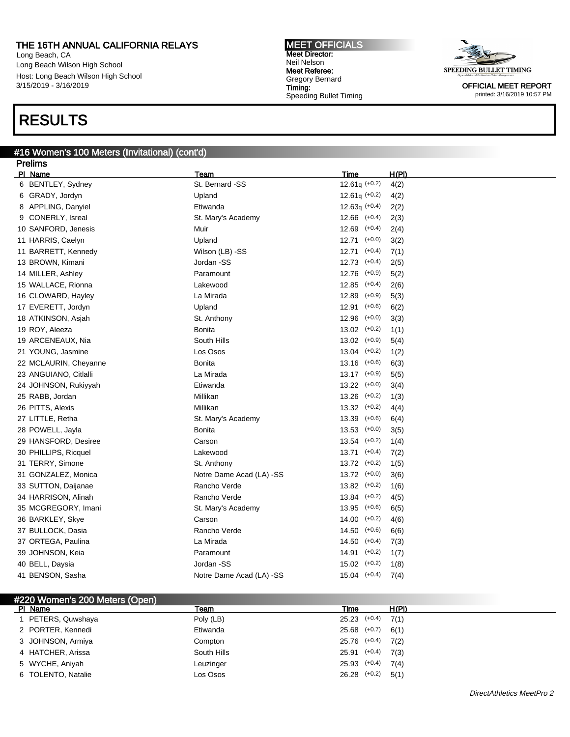THE 16TH ANNUAL CALIFORNIA RELAYS
Long Beach, CA
Long Beach Wilson High School
Host: Long Beach Wilson High School
3/15/2019 - 3/16/2019

MEET OFFICIALS
Meet Director:
Neil Nelson
Meet Referee:
Gregory Bernard
Timing:
Speeding Bullet Timing

OFFICIAL MEET REPORT
printed: 3/16/2019 10:57 PM

# RESULTS

## #16 Women's 100 Meters (Invitational) (cont'd)

### Prelims

| Pl | Name | Team | Time | | H(Pl) |
|---|---|---|---|---|---|
| 6 | BENTLEY, Sydney | St. Bernard -SS | 12.61q | (+0.2) | 4(2) |
| 6 | GRADY, Jordyn | Upland | 12.61q | (+0.2) | 4(2) |
| 8 | APPLING, Danyiel | Etiwanda | 12.63q | (+0.4) | 2(2) |
| 9 | CONERLY, Isreal | St. Mary's Academy | 12.66 | (+0.4) | 2(3) |
| 10 | SANFORD, Jenesis | Muir | 12.69 | (+0.4) | 2(4) |
| 11 | HARRIS, Caelyn | Upland | 12.71 | (+0.0) | 3(2) |
| 11 | BARRETT, Kennedy | Wilson (LB) -SS | 12.71 | (+0.4) | 7(1) |
| 13 | BROWN, Kimani | Jordan -SS | 12.73 | (+0.4) | 2(5) |
| 14 | MILLER, Ashley | Paramount | 12.76 | (+0.9) | 5(2) |
| 15 | WALLACE, Rionna | Lakewood | 12.85 | (+0.4) | 2(6) |
| 16 | CLOWARD, Hayley | La Mirada | 12.89 | (+0.9) | 5(3) |
| 17 | EVERETT, Jordyn | Upland | 12.91 | (+0.6) | 6(2) |
| 18 | ATKINSON, Asjah | St. Anthony | 12.96 | (+0.0) | 3(3) |
| 19 | ROY, Aleeza | Bonita | 13.02 | (+0.2) | 1(1) |
| 19 | ARCENEAUX, Nia | South Hills | 13.02 | (+0.9) | 5(4) |
| 21 | YOUNG, Jasmine | Los Osos | 13.04 | (+0.2) | 1(2) |
| 22 | MCLAURIN, Cheyanne | Bonita | 13.16 | (+0.6) | 6(3) |
| 23 | ANGUIANO, Citlalli | La Mirada | 13.17 | (+0.9) | 5(5) |
| 24 | JOHNSON, Rukiyyah | Etiwanda | 13.22 | (+0.0) | 3(4) |
| 25 | RABB, Jordan | Millikan | 13.26 | (+0.2) | 1(3) |
| 26 | PITTS, Alexis | Millikan | 13.32 | (+0.2) | 4(4) |
| 27 | LITTLE, Retha | St. Mary's Academy | 13.39 | (+0.6) | 6(4) |
| 28 | POWELL, Jayla | Bonita | 13.53 | (+0.0) | 3(5) |
| 29 | HANSFORD, Desiree | Carson | 13.54 | (+0.2) | 1(4) |
| 30 | PHILLIPS, Ricquel | Lakewood | 13.71 | (+0.4) | 7(2) |
| 31 | TERRY, Simone | St. Anthony | 13.72 | (+0.2) | 1(5) |
| 31 | GONZALEZ, Monica | Notre Dame Acad (LA) -SS | 13.72 | (+0.0) | 3(6) |
| 33 | SUTTON, Daijanae | Rancho Verde | 13.82 | (+0.2) | 1(6) |
| 34 | HARRISON, Alinah | Rancho Verde | 13.84 | (+0.2) | 4(5) |
| 35 | MCGREGORY, Imani | St. Mary's Academy | 13.95 | (+0.6) | 6(5) |
| 36 | BARKLEY, Skye | Carson | 14.00 | (+0.2) | 4(6) |
| 37 | BULLOCK, Dasia | Rancho Verde | 14.50 | (+0.6) | 6(6) |
| 37 | ORTEGA, Paulina | La Mirada | 14.50 | (+0.4) | 7(3) |
| 39 | JOHNSON, Keia | Paramount | 14.91 | (+0.2) | 1(7) |
| 40 | BELL, Daysia | Jordan -SS | 15.02 | (+0.2) | 1(8) |
| 41 | BENSON, Sasha | Notre Dame Acad (LA) -SS | 15.04 | (+0.4) | 7(4) |

## #220 Women's 200 Meters (Open)

| Pl | Name | Team | Time | | H(Pl) |
|---|---|---|---|---|---|
| 1 | PETERS, Quwshaya | Poly (LB) | 25.23 | (+0.4) | 7(1) |
| 2 | PORTER, Kennedi | Etiwanda | 25.68 | (+0.7) | 6(1) |
| 3 | JOHNSON, Armiya | Compton | 25.76 | (+0.4) | 7(2) |
| 4 | HATCHER, Arissa | South Hills | 25.91 | (+0.4) | 7(3) |
| 5 | WYCHE, Aniyah | Leuzinger | 25.93 | (+0.4) | 7(4) |
| 6 | TOLENTO, Natalie | Los Osos | 26.28 | (+0.2) | 5(1) |

DirectAthletics MeetPro 2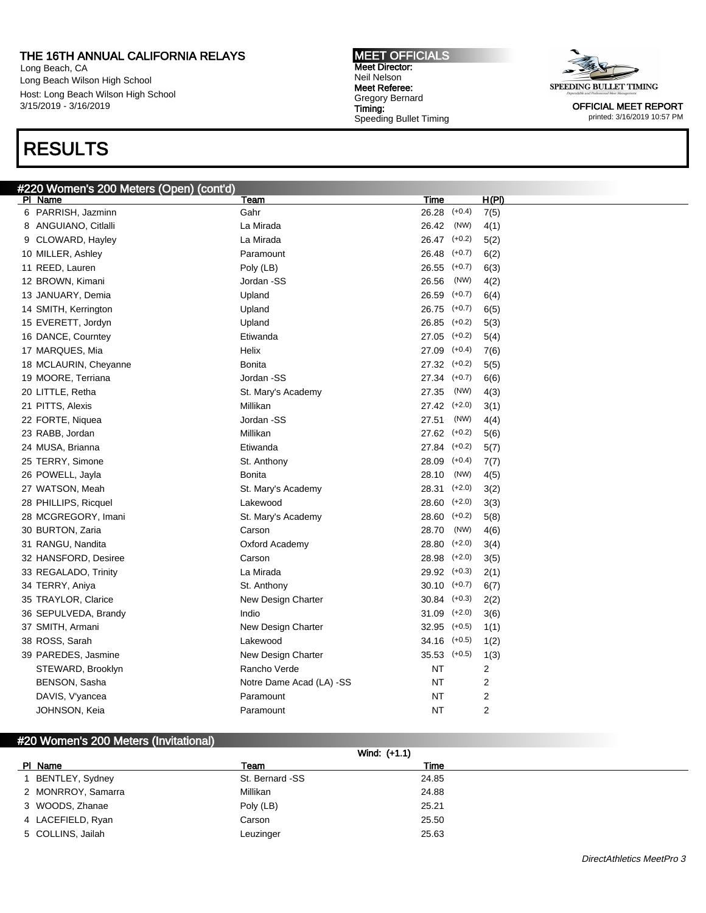# RESULTS

## #220 Women's 200 Meters (Open) (cont'd)

| Pl | Name | Team | Time | | H(Pl) |
|---|---|---|---|---|---|
| 6 | PARRISH, Jazminn | Gahr | 26.28 | (+0.4) | 7(5) |
| 8 | ANGUIANO, Citlalli | La Mirada | 26.42 | (NW) | 4(1) |
| 9 | CLOWARD, Hayley | La Mirada | 26.47 | (+0.2) | 5(2) |
| 10 | MILLER, Ashley | Paramount | 26.48 | (+0.7) | 6(2) |
| 11 | REED, Lauren | Poly (LB) | 26.55 | (+0.7) | 6(3) |
| 12 | BROWN, Kimani | Jordan -SS | 26.56 | (NW) | 4(2) |
| 13 | JANUARY, Demia | Upland | 26.59 | (+0.7) | 6(4) |
| 14 | SMITH, Kerrington | Upland | 26.75 | (+0.7) | 6(5) |
| 15 | EVERETT, Jordyn | Upland | 26.85 | (+0.2) | 5(3) |
| 16 | DANCE, Courntey | Etiwanda | 27.05 | (+0.2) | 5(4) |
| 17 | MARQUES, Mia | Helix | 27.09 | (+0.4) | 7(6) |
| 18 | MCLAURIN, Cheyanne | Bonita | 27.32 | (+0.2) | 5(5) |
| 19 | MOORE, Terriana | Jordan -SS | 27.34 | (+0.7) | 6(6) |
| 20 | LITTLE, Retha | St. Mary's Academy | 27.35 | (NW) | 4(3) |
| 21 | PITTS, Alexis | Millikan | 27.42 | (+2.0) | 3(1) |
| 22 | FORTE, Niquea | Jordan -SS | 27.51 | (NW) | 4(4) |
| 23 | RABB, Jordan | Millikan | 27.62 | (+0.2) | 5(6) |
| 24 | MUSA, Brianna | Etiwanda | 27.84 | (+0.2) | 5(7) |
| 25 | TERRY, Simone | St. Anthony | 28.09 | (+0.4) | 7(7) |
| 26 | POWELL, Jayla | Bonita | 28.10 | (NW) | 4(5) |
| 27 | WATSON, Meah | St. Mary's Academy | 28.31 | (+2.0) | 3(2) |
| 28 | PHILLIPS, Ricquel | Lakewood | 28.60 | (+2.0) | 3(3) |
| 28 | MCGREGORY, Imani | St. Mary's Academy | 28.60 | (+0.2) | 5(8) |
| 30 | BURTON, Zaria | Carson | 28.70 | (NW) | 4(6) |
| 31 | RANGU, Nandita | Oxford Academy | 28.80 | (+2.0) | 3(4) |
| 32 | HANSFORD, Desiree | Carson | 28.98 | (+2.0) | 3(5) |
| 33 | REGALADO, Trinity | La Mirada | 29.92 | (+0.3) | 2(1) |
| 34 | TERRY, Aniya | St. Anthony | 30.10 | (+0.7) | 6(7) |
| 35 | TRAYLOR, Clarice | New Design Charter | 30.84 | (+0.3) | 2(2) |
| 36 | SEPULVEDA, Brandy | Indio | 31.09 | (+2.0) | 3(6) |
| 37 | SMITH, Armani | New Design Charter | 32.95 | (+0.5) | 1(1) |
| 38 | ROSS, Sarah | Lakewood | 34.16 | (+0.5) | 1(2) |
| 39 | PAREDES, Jasmine | New Design Charter | 35.53 | (+0.5) | 1(3) |
| | STEWARD, Brooklyn | Rancho Verde | NT | | 2 |
| | BENSON, Sasha | Notre Dame Acad (LA) -SS | NT | | 2 |
| | DAVIS, V'yancea | Paramount | NT | | 2 |
| | JOHNSON, Keia | Paramount | NT | | 2 |

## #20 Women's 200 Meters (Invitational)

Wind: (+1.1)

| Pl | Name | Team | Time |
|---|---|---|---|
| 1 | BENTLEY, Sydney | St. Bernard -SS | 24.85 |
| 2 | MONRROY, Samarra | Millikan | 24.88 |
| 3 | WOODS, Zhanae | Poly (LB) | 25.21 |
| 4 | LACEFIELD, Ryan | Carson | 25.50 |
| 5 | COLLINS, Jailah | Leuzinger | 25.63 |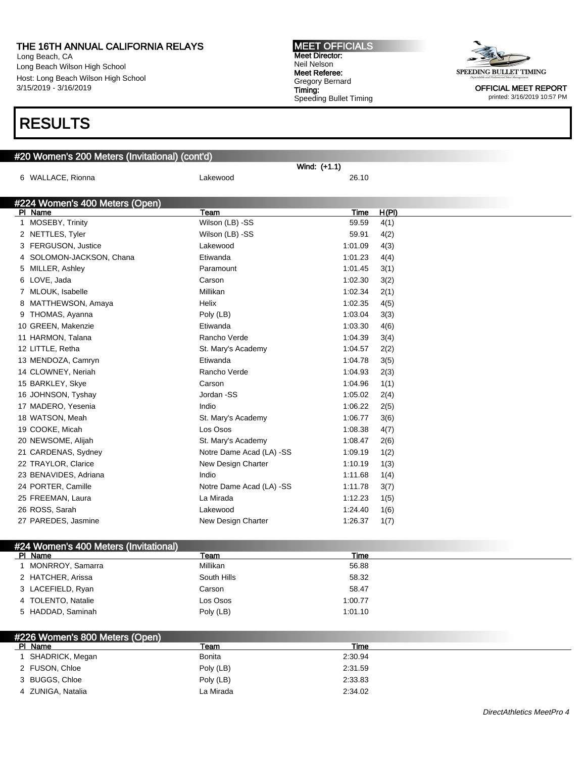THE 16TH ANNUAL CALIFORNIA RELAYS
Long Beach, CA
Long Beach Wilson High School
Host: Long Beach Wilson High School
3/15/2019 - 3/16/2019

MEET OFFICIALS
Meet Director:
Neil Nelson
Meet Referee:
Gregory Bernard
Timing:
Speeding Bullet Timing

OFFICIAL MEET REPORT
printed: 3/16/2019 10:57 PM

# RESULTS

## #20 Women's 200 Meters (Invitational) (cont'd)

Wind: (+1.1)

| Pl | Name | Team | Time |
|---|---|---|---|
| 6 | WALLACE, Rionna | Lakewood | 26.10 |

## #224 Women's 400 Meters (Open)

| Pl | Name | Team | Time | H(Pl) |
|---|---|---|---|---|
| 1 | MOSEBY, Trinity | Wilson (LB) -SS | 59.59 | 4(1) |
| 2 | NETTLES, Tyler | Wilson (LB) -SS | 59.91 | 4(2) |
| 3 | FERGUSON, Justice | Lakewood | 1:01.09 | 4(3) |
| 4 | SOLOMON-JACKSON, Chana | Etiwanda | 1:01.23 | 4(4) |
| 5 | MILLER, Ashley | Paramount | 1:01.45 | 3(1) |
| 6 | LOVE, Jada | Carson | 1:02.30 | 3(2) |
| 7 | MLOUK, Isabelle | Millikan | 1:02.34 | 2(1) |
| 8 | MATTHEWSON, Amaya | Helix | 1:02.35 | 4(5) |
| 9 | THOMAS, Ayanna | Poly (LB) | 1:03.04 | 3(3) |
| 10 | GREEN, Makenzie | Etiwanda | 1:03.30 | 4(6) |
| 11 | HARMON, Talana | Rancho Verde | 1:04.39 | 3(4) |
| 12 | LITTLE, Retha | St. Mary's Academy | 1:04.57 | 2(2) |
| 13 | MENDOZA, Camryn | Etiwanda | 1:04.78 | 3(5) |
| 14 | CLOWNEY, Neriah | Rancho Verde | 1:04.93 | 2(3) |
| 15 | BARKLEY, Skye | Carson | 1:04.96 | 1(1) |
| 16 | JOHNSON, Tyshay | Jordan -SS | 1:05.02 | 2(4) |
| 17 | MADERO, Yesenia | Indio | 1:06.22 | 2(5) |
| 18 | WATSON, Meah | St. Mary's Academy | 1:06.77 | 3(6) |
| 19 | COOKE, Micah | Los Osos | 1:08.38 | 4(7) |
| 20 | NEWSOME, Alijah | St. Mary's Academy | 1:08.47 | 2(6) |
| 21 | CARDENAS, Sydney | Notre Dame Acad (LA) -SS | 1:09.19 | 1(2) |
| 22 | TRAYLOR, Clarice | New Design Charter | 1:10.19 | 1(3) |
| 23 | BENAVIDES, Adriana | Indio | 1:11.68 | 1(4) |
| 24 | PORTER, Camille | Notre Dame Acad (LA) -SS | 1:11.78 | 3(7) |
| 25 | FREEMAN, Laura | La Mirada | 1:12.23 | 1(5) |
| 26 | ROSS, Sarah | Lakewood | 1:24.40 | 1(6) |
| 27 | PAREDES, Jasmine | New Design Charter | 1:26.37 | 1(7) |

## #24 Women's 400 Meters (Invitational)

| Pl | Name | Team | Time |
|---|---|---|---|
| 1 | MONRROY, Samarra | Millikan | 56.88 |
| 2 | HATCHER, Arissa | South Hills | 58.32 |
| 3 | LACEFIELD, Ryan | Carson | 58.47 |
| 4 | TOLENTO, Natalie | Los Osos | 1:00.77 |
| 5 | HADDAD, Saminah | Poly (LB) | 1:01.10 |

## #226 Women's 800 Meters (Open)

| Pl | Name | Team | Time |
|---|---|---|---|
| 1 | SHADRICK, Megan | Bonita | 2:30.94 |
| 2 | FUSON, Chloe | Poly (LB) | 2:31.59 |
| 3 | BUGGS, Chloe | Poly (LB) | 2:33.83 |
| 4 | ZUNIGA, Natalia | La Mirada | 2:34.02 |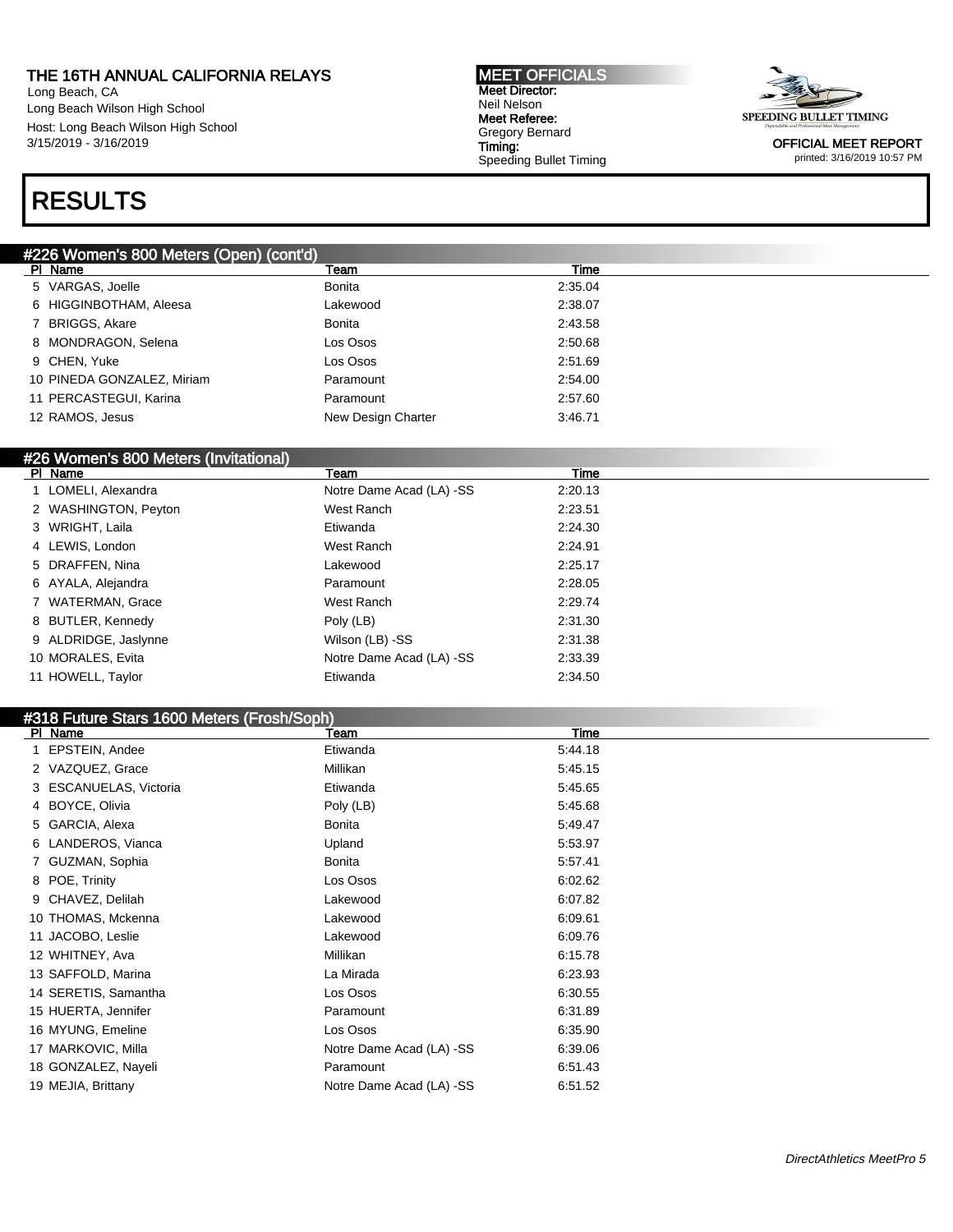# RESULTS

### #226 Women's 800 Meters (Open) (cont'd)

| Pl | Name | Team | Time |
|---|---|---|---|
| 5 | VARGAS, Joelle | Bonita | 2:35.04 |
| 6 | HIGGINBOTHAM, Aleesa | Lakewood | 2:38.07 |
| 7 | BRIGGS, Akare | Bonita | 2:43.58 |
| 8 | MONDRAGON, Selena | Los Osos | 2:50.68 |
| 9 | CHEN, Yuke | Los Osos | 2:51.69 |
| 10 | PINEDA GONZALEZ, Miriam | Paramount | 2:54.00 |
| 11 | PERCASTEGUI, Karina | Paramount | 2:57.60 |
| 12 | RAMOS, Jesus | New Design Charter | 3:46.71 |

### #26 Women's 800 Meters (Invitational)

| Pl | Name | Team | Time |
|---|---|---|---|
| 1 | LOMELI, Alexandra | Notre Dame Acad (LA) -SS | 2:20.13 |
| 2 | WASHINGTON, Peyton | West Ranch | 2:23.51 |
| 3 | WRIGHT, Laila | Etiwanda | 2:24.30 |
| 4 | LEWIS, London | West Ranch | 2:24.91 |
| 5 | DRAFFEN, Nina | Lakewood | 2:25.17 |
| 6 | AYALA, Alejandra | Paramount | 2:28.05 |
| 7 | WATERMAN, Grace | West Ranch | 2:29.74 |
| 8 | BUTLER, Kennedy | Poly (LB) | 2:31.30 |
| 9 | ALDRIDGE, Jaslynne | Wilson (LB) -SS | 2:31.38 |
| 10 | MORALES, Evita | Notre Dame Acad (LA) -SS | 2:33.39 |
| 11 | HOWELL, Taylor | Etiwanda | 2:34.50 |

### #318 Future Stars 1600 Meters (Frosh/Soph)

| Pl | Name | Team | Time |
|---|---|---|---|
| 1 | EPSTEIN, Andee | Etiwanda | 5:44.18 |
| 2 | VAZQUEZ, Grace | Millikan | 5:45.15 |
| 3 | ESCANUELAS, Victoria | Etiwanda | 5:45.65 |
| 4 | BOYCE, Olivia | Poly (LB) | 5:45.68 |
| 5 | GARCIA, Alexa | Bonita | 5:49.47 |
| 6 | LANDEROS, Vianca | Upland | 5:53.97 |
| 7 | GUZMAN, Sophia | Bonita | 5:57.41 |
| 8 | POE, Trinity | Los Osos | 6:02.62 |
| 9 | CHAVEZ, Delilah | Lakewood | 6:07.82 |
| 10 | THOMAS, Mckenna | Lakewood | 6:09.61 |
| 11 | JACOBO, Leslie | Lakewood | 6:09.76 |
| 12 | WHITNEY, Ava | Millikan | 6:15.78 |
| 13 | SAFFOLD, Marina | La Mirada | 6:23.93 |
| 14 | SERETIS, Samantha | Los Osos | 6:30.55 |
| 15 | HUERTA, Jennifer | Paramount | 6:31.89 |
| 16 | MYUNG, Emeline | Los Osos | 6:35.90 |
| 17 | MARKOVIC, Milla | Notre Dame Acad (LA) -SS | 6:39.06 |
| 18 | GONZALEZ, Nayeli | Paramount | 6:51.43 |
| 19 | MEJIA, Brittany | Notre Dame Acad (LA) -SS | 6:51.52 |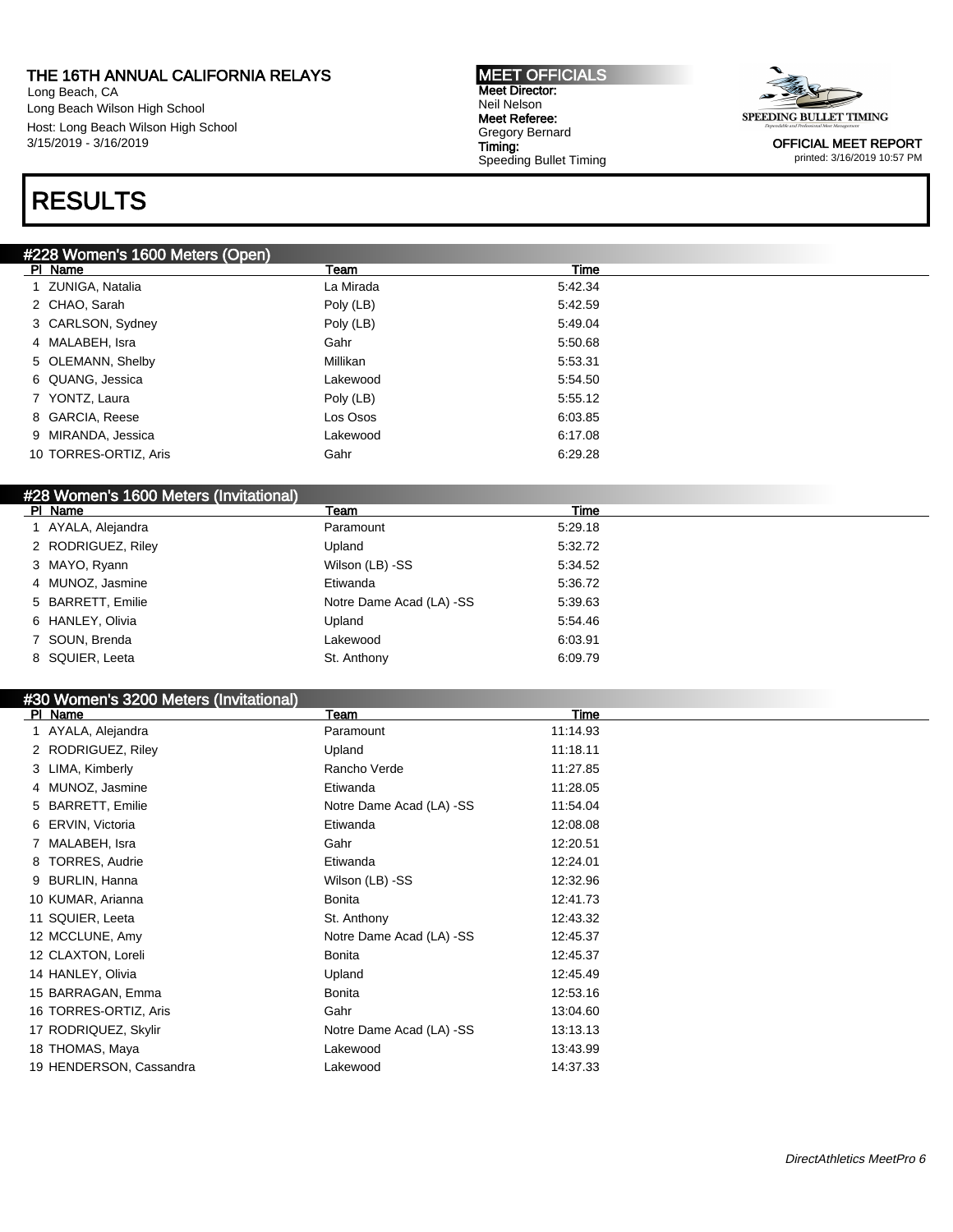THE 16TH ANNUAL CALIFORNIA RELAYS
Long Beach, CA
Long Beach Wilson High School
Host: Long Beach Wilson High School
3/15/2019 - 3/16/2019

MEET OFFICIALS
Meet Director:
Neil Nelson
Meet Referee:
Gregory Bernard
Timing:
Speeding Bullet Timing

OFFICIAL MEET REPORT
printed: 3/16/2019 10:57 PM

# RESULTS

## #228 Women's 1600 Meters (Open)

| Pl | Name | Team | Time |
|---|---|---|---|
| 1 | ZUNIGA, Natalia | La Mirada | 5:42.34 |
| 2 | CHAO, Sarah | Poly (LB) | 5:42.59 |
| 3 | CARLSON, Sydney | Poly (LB) | 5:49.04 |
| 4 | MALABEH, Isra | Gahr | 5:50.68 |
| 5 | OLEMANN, Shelby | Millikan | 5:53.31 |
| 6 | QUANG, Jessica | Lakewood | 5:54.50 |
| 7 | YONTZ, Laura | Poly (LB) | 5:55.12 |
| 8 | GARCIA, Reese | Los Osos | 6:03.85 |
| 9 | MIRANDA, Jessica | Lakewood | 6:17.08 |
| 10 | TORRES-ORTIZ, Aris | Gahr | 6:29.28 |

## #28 Women's 1600 Meters (Invitational)

| Pl | Name | Team | Time |
|---|---|---|---|
| 1 | AYALA, Alejandra | Paramount | 5:29.18 |
| 2 | RODRIGUEZ, Riley | Upland | 5:32.72 |
| 3 | MAYO, Ryann | Wilson (LB) -SS | 5:34.52 |
| 4 | MUNOZ, Jasmine | Etiwanda | 5:36.72 |
| 5 | BARRETT, Emilie | Notre Dame Acad (LA) -SS | 5:39.63 |
| 6 | HANLEY, Olivia | Upland | 5:54.46 |
| 7 | SOUN, Brenda | Lakewood | 6:03.91 |
| 8 | SQUIER, Leeta | St. Anthony | 6:09.79 |

## #30 Women's 3200 Meters (Invitational)

| Pl | Name | Team | Time |
|---|---|---|---|
| 1 | AYALA, Alejandra | Paramount | 11:14.93 |
| 2 | RODRIGUEZ, Riley | Upland | 11:18.11 |
| 3 | LIMA, Kimberly | Rancho Verde | 11:27.85 |
| 4 | MUNOZ, Jasmine | Etiwanda | 11:28.05 |
| 5 | BARRETT, Emilie | Notre Dame Acad (LA) -SS | 11:54.04 |
| 6 | ERVIN, Victoria | Etiwanda | 12:08.08 |
| 7 | MALABEH, Isra | Gahr | 12:20.51 |
| 8 | TORRES, Audrie | Etiwanda | 12:24.01 |
| 9 | BURLIN, Hanna | Wilson (LB) -SS | 12:32.96 |
| 10 | KUMAR, Arianna | Bonita | 12:41.73 |
| 11 | SQUIER, Leeta | St. Anthony | 12:43.32 |
| 12 | MCCLUNE, Amy | Notre Dame Acad (LA) -SS | 12:45.37 |
| 12 | CLAXTON, Loreli | Bonita | 12:45.37 |
| 14 | HANLEY, Olivia | Upland | 12:45.49 |
| 15 | BARRAGAN, Emma | Bonita | 12:53.16 |
| 16 | TORRES-ORTIZ, Aris | Gahr | 13:04.60 |
| 17 | RODRIQUEZ, Skylir | Notre Dame Acad (LA) -SS | 13:13.13 |
| 18 | THOMAS, Maya | Lakewood | 13:43.99 |
| 19 | HENDERSON, Cassandra | Lakewood | 14:37.33 |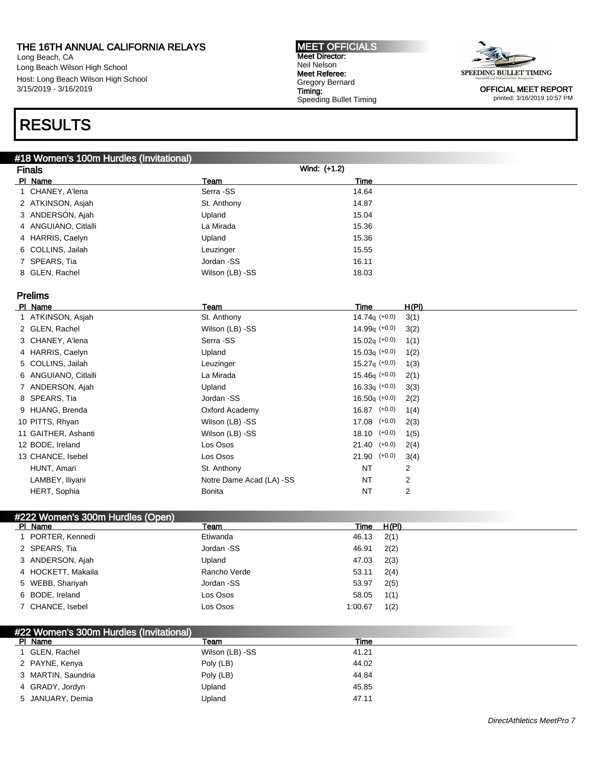THE 16TH ANNUAL CALIFORNIA RELAYS
Long Beach, CA
Long Beach Wilson High School
Host: Long Beach Wilson High School
3/15/2019 - 3/16/2019

MEET OFFICIALS
Meet Director:
Neil Nelson
Meet Referee:
Gregory Bernard
Timing:
Speeding Bullet Timing

OFFICIAL MEET REPORT
printed: 3/16/2019 10:57 PM

# RESULTS

## #18 Women's 100m Hurdles (Invitational)

### Finals

Wind: (+1.2)

| Pl | Name | Team | Time |
|---|---|---|---|
| 1 | CHANEY, A'lena | Serra -SS | 14.64 |
| 2 | ATKINSON, Asjah | St. Anthony | 14.87 |
| 3 | ANDERSON, Ajah | Upland | 15.04 |
| 4 | ANGUIANO, Citlalli | La Mirada | 15.36 |
| 4 | HARRIS, Caelyn | Upland | 15.36 |
| 6 | COLLINS, Jailah | Leuzinger | 15.55 |
| 7 | SPEARS, Tia | Jordan -SS | 16.11 |
| 8 | GLEN, Rachel | Wilson (LB) -SS | 18.03 |

### Prelims

| Pl | Name | Team | Time | Wind | H(Pl) |
|---|---|---|---|---|---|
| 1 | ATKINSON, Asjah | St. Anthony | 14.74q | (+0.0) | 3(1) |
| 2 | GLEN, Rachel | Wilson (LB) -SS | 14.99q | (+0.0) | 3(2) |
| 3 | CHANEY, A'lena | Serra -SS | 15.02q | (+0.0) | 1(1) |
| 4 | HARRIS, Caelyn | Upland | 15.03q | (+0.0) | 1(2) |
| 5 | COLLINS, Jailah | Leuzinger | 15.27q | (+0.0) | 1(3) |
| 6 | ANGUIANO, Citlalli | La Mirada | 15.46q | (+0.0) | 2(1) |
| 7 | ANDERSON, Ajah | Upland | 16.33q | (+0.0) | 3(3) |
| 8 | SPEARS, Tia | Jordan -SS | 16.50q | (+0.0) | 2(2) |
| 9 | HUANG, Brenda | Oxford Academy | 16.87 | (+0.0) | 1(4) |
| 10 | PITTS, Rhyan | Wilson (LB) -SS | 17.08 | (+0.0) | 2(3) |
| 11 | GAITHER, Ashanti | Wilson (LB) -SS | 18.10 | (+0.0) | 1(5) |
| 12 | BODE, Ireland | Los Osos | 21.40 | (+0.0) | 2(4) |
| 13 | CHANCE, Isebel | Los Osos | 21.90 | (+0.0) | 3(4) |
| | HUNT, Amari | St. Anthony | NT | | 2 |
| | LAMBEY, Iliyani | Notre Dame Acad (LA) -SS | NT | | 2 |
| | HERT, Sophia | Bonita | NT | | 2 |

## #222 Women's 300m Hurdles (Open)

| Pl | Name | Team | Time | H(Pl) |
|---|---|---|---|---|
| 1 | PORTER, Kennedi | Etiwanda | 46.13 | 2(1) |
| 2 | SPEARS, Tia | Jordan -SS | 46.91 | 2(2) |
| 3 | ANDERSON, Ajah | Upland | 47.03 | 2(3) |
| 4 | HOCKETT, Makaila | Rancho Verde | 53.11 | 2(4) |
| 5 | WEBB, Shariyah | Jordan -SS | 53.97 | 2(5) |
| 6 | BODE, Ireland | Los Osos | 58.05 | 1(1) |
| 7 | CHANCE, Isebel | Los Osos | 1:00.67 | 1(2) |

## #22 Women's 300m Hurdles (Invitational)

| Pl | Name | Team | Time |
|---|---|---|---|
| 1 | GLEN, Rachel | Wilson (LB) -SS | 41.21 |
| 2 | PAYNE, Kenya | Poly (LB) | 44.02 |
| 3 | MARTIN, Saundria | Poly (LB) | 44.84 |
| 4 | GRADY, Jordyn | Upland | 45.85 |
| 5 | JANUARY, Demia | Upland | 47.11 |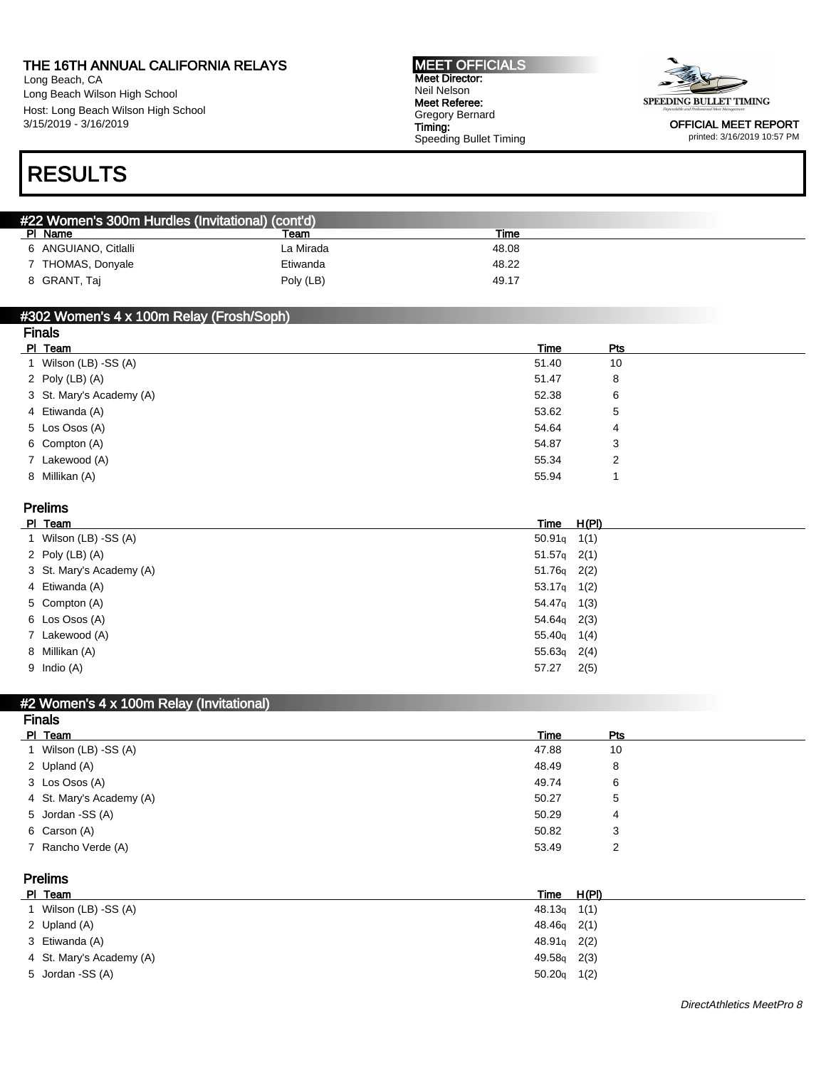# RESULTS

## #22 Women's 300m Hurdles (Invitational) (cont'd)

| Pl | Name | Team | Time |
|---|---|---|---|
| 6 | ANGUIANO, Citlalli | La Mirada | 48.08 |
| 7 | THOMAS, Donyale | Etiwanda | 48.22 |
| 8 | GRANT, Taj | Poly (LB) | 49.17 |

## #302 Women's 4 x 100m Relay (Frosh/Soph)

### Finals

| Pl | Team | Time | Pts |
|---|---|---|---|
| 1 | Wilson (LB) -SS (A) | 51.40 | 10 |
| 2 | Poly (LB) (A) | 51.47 | 8 |
| 3 | St. Mary's Academy (A) | 52.38 | 6 |
| 4 | Etiwanda (A) | 53.62 | 5 |
| 5 | Los Osos (A) | 54.64 | 4 |
| 6 | Compton (A) | 54.87 | 3 |
| 7 | Lakewood (A) | 55.34 | 2 |
| 8 | Millikan (A) | 55.94 | 1 |

### Prelims

| Pl | Team | Time | H(Pl) |
|---|---|---|---|
| 1 | Wilson (LB) -SS (A) | 50.91q | 1(1) |
| 2 | Poly (LB) (A) | 51.57q | 2(1) |
| 3 | St. Mary's Academy (A) | 51.76q | 2(2) |
| 4 | Etiwanda (A) | 53.17q | 1(2) |
| 5 | Compton (A) | 54.47q | 1(3) |
| 6 | Los Osos (A) | 54.64q | 2(3) |
| 7 | Lakewood (A) | 55.40q | 1(4) |
| 8 | Millikan (A) | 55.63q | 2(4) |
| 9 | Indio (A) | 57.27 | 2(5) |

## #2 Women's 4 x 100m Relay (Invitational)

### Finals

| Pl | Team | Time | Pts |
|---|---|---|---|
| 1 | Wilson (LB) -SS (A) | 47.88 | 10 |
| 2 | Upland (A) | 48.49 | 8 |
| 3 | Los Osos (A) | 49.74 | 6 |
| 4 | St. Mary's Academy (A) | 50.27 | 5 |
| 5 | Jordan -SS (A) | 50.29 | 4 |
| 6 | Carson (A) | 50.82 | 3 |
| 7 | Rancho Verde (A) | 53.49 | 2 |

### Prelims

| Pl | Team | Time | H(Pl) |
|---|---|---|---|
| 1 | Wilson (LB) -SS (A) | 48.13q | 1(1) |
| 2 | Upland (A) | 48.46q | 2(1) |
| 3 | Etiwanda (A) | 48.91q | 2(2) |
| 4 | St. Mary's Academy (A) | 49.58q | 2(3) |
| 5 | Jordan -SS (A) | 50.20q | 1(2) |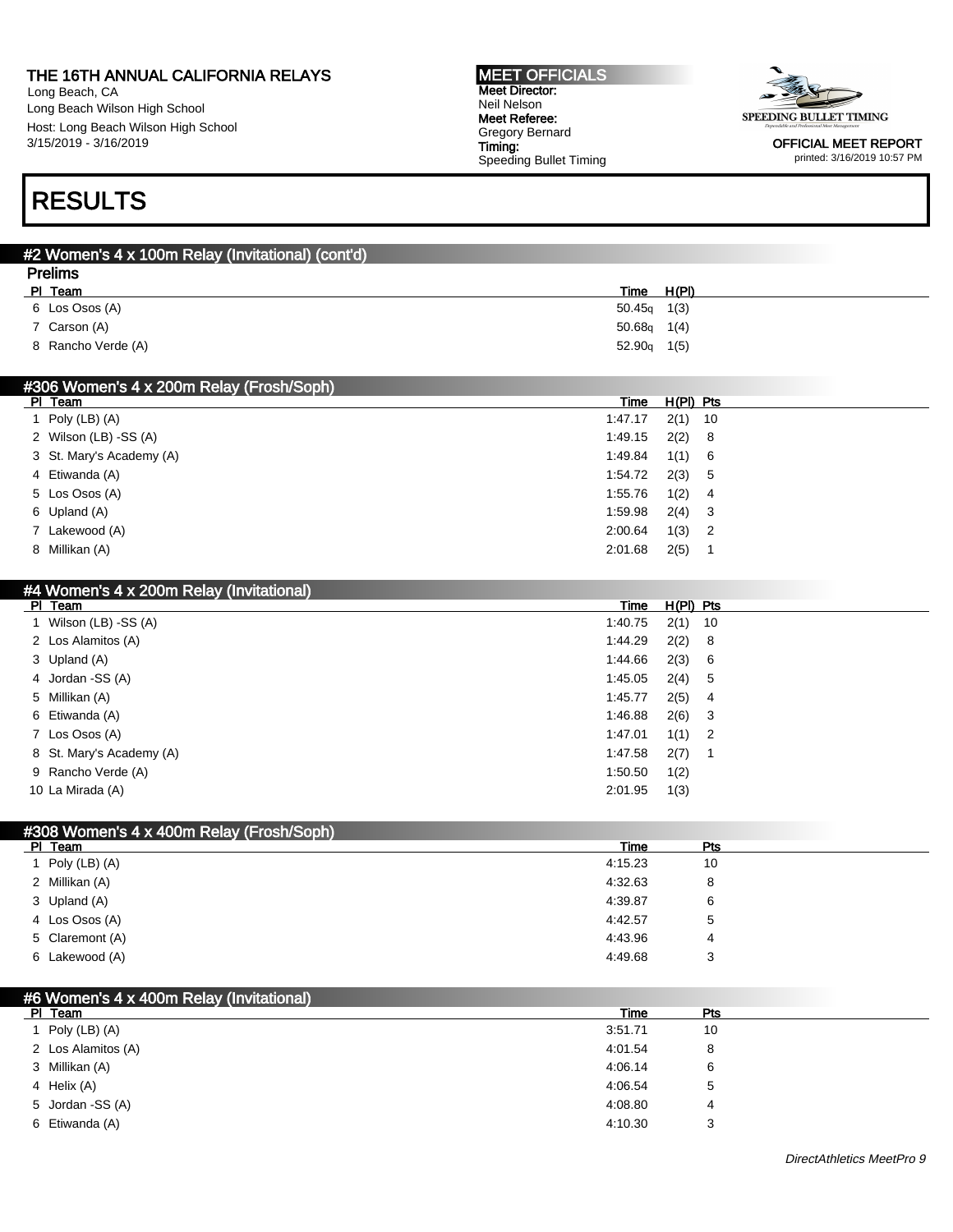# RESULTS

## #2 Women's 4 x 100m Relay (Invitational) (cont'd)

### Prelims

| Pl | Team | Time | H(Pl) |
|---|---|---|---|
| 6 | Los Osos (A) | 50.45q | 1(3) |
| 7 | Carson (A) | 50.68q | 1(4) |
| 8 | Rancho Verde (A) | 52.90q | 1(5) |

## #306 Women's 4 x 200m Relay (Frosh/Soph)

| Pl | Team | Time | H(Pl) | Pts |
|---|---|---|---|---|
| 1 | Poly (LB) (A) | 1:47.17 | 2(1) | 10 |
| 2 | Wilson (LB) -SS (A) | 1:49.15 | 2(2) | 8 |
| 3 | St. Mary's Academy (A) | 1:49.84 | 1(1) | 6 |
| 4 | Etiwanda (A) | 1:54.72 | 2(3) | 5 |
| 5 | Los Osos (A) | 1:55.76 | 1(2) | 4 |
| 6 | Upland (A) | 1:59.98 | 2(4) | 3 |
| 7 | Lakewood (A) | 2:00.64 | 1(3) | 2 |
| 8 | Millikan (A) | 2:01.68 | 2(5) | 1 |

## #4 Women's 4 x 200m Relay (Invitational)

| Pl | Team | Time | H(Pl) | Pts |
|---|---|---|---|---|
| 1 | Wilson (LB) -SS (A) | 1:40.75 | 2(1) | 10 |
| 2 | Los Alamitos (A) | 1:44.29 | 2(2) | 8 |
| 3 | Upland (A) | 1:44.66 | 2(3) | 6 |
| 4 | Jordan -SS (A) | 1:45.05 | 2(4) | 5 |
| 5 | Millikan (A) | 1:45.77 | 2(5) | 4 |
| 6 | Etiwanda (A) | 1:46.88 | 2(6) | 3 |
| 7 | Los Osos (A) | 1:47.01 | 1(1) | 2 |
| 8 | St. Mary's Academy (A) | 1:47.58 | 2(7) | 1 |
| 9 | Rancho Verde (A) | 1:50.50 | 1(2) | |
| 10 | La Mirada (A) | 2:01.95 | 1(3) | |

## #308 Women's 4 x 400m Relay (Frosh/Soph)

| Pl | Team | Time | Pts |
|---|---|---|---|
| 1 | Poly (LB) (A) | 4:15.23 | 10 |
| 2 | Millikan (A) | 4:32.63 | 8 |
| 3 | Upland (A) | 4:39.87 | 6 |
| 4 | Los Osos (A) | 4:42.57 | 5 |
| 5 | Claremont (A) | 4:43.96 | 4 |
| 6 | Lakewood (A) | 4:49.68 | 3 |

## #6 Women's 4 x 400m Relay (Invitational)

| Pl | Team | Time | Pts |
|---|---|---|---|
| 1 | Poly (LB) (A) | 3:51.71 | 10 |
| 2 | Los Alamitos (A) | 4:01.54 | 8 |
| 3 | Millikan (A) | 4:06.14 | 6 |
| 4 | Helix (A) | 4:06.54 | 5 |
| 5 | Jordan -SS (A) | 4:08.80 | 4 |
| 6 | Etiwanda (A) | 4:10.30 | 3 |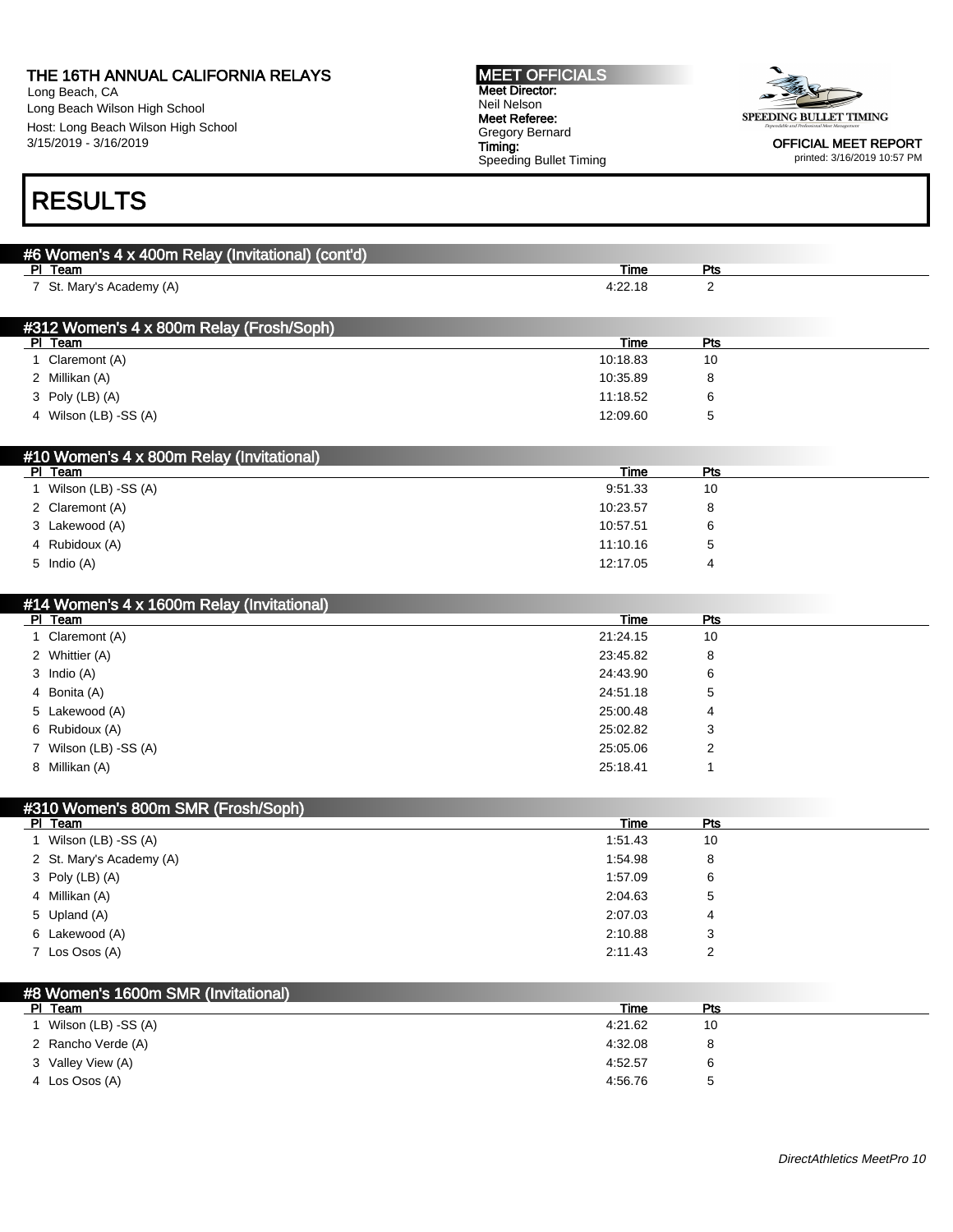THE 16TH ANNUAL CALIFORNIA RELAYS
Long Beach, CA
Long Beach Wilson High School
Host: Long Beach Wilson High School
3/15/2019 - 3/16/2019

MEET OFFICIALS
Meet Director:
Neil Nelson
Meet Referee:
Gregory Bernard
Timing:
Speeding Bullet Timing

OFFICIAL MEET REPORT
printed: 3/16/2019 10:57 PM

# RESULTS

## #6 Women's 4 x 400m Relay (Invitational) (cont'd)

| Pl | Team | Time | Pts |
|---|---|---|---|
| 7 | St. Mary's Academy (A) | 4:22.18 | 2 |

## #312 Women's 4 x 800m Relay (Frosh/Soph)

| Pl | Team | Time | Pts |
|---|---|---|---|
| 1 | Claremont (A) | 10:18.83 | 10 |
| 2 | Millikan (A) | 10:35.89 | 8 |
| 3 | Poly (LB) (A) | 11:18.52 | 6 |
| 4 | Wilson (LB) -SS (A) | 12:09.60 | 5 |

## #10 Women's 4 x 800m Relay (Invitational)

| Pl | Team | Time | Pts |
|---|---|---|---|
| 1 | Wilson (LB) -SS (A) | 9:51.33 | 10 |
| 2 | Claremont (A) | 10:23.57 | 8 |
| 3 | Lakewood (A) | 10:57.51 | 6 |
| 4 | Rubidoux (A) | 11:10.16 | 5 |
| 5 | Indio (A) | 12:17.05 | 4 |

## #14 Women's 4 x 1600m Relay (Invitational)

| Pl | Team | Time | Pts |
|---|---|---|---|
| 1 | Claremont (A) | 21:24.15 | 10 |
| 2 | Whittier (A) | 23:45.82 | 8 |
| 3 | Indio (A) | 24:43.90 | 6 |
| 4 | Bonita (A) | 24:51.18 | 5 |
| 5 | Lakewood (A) | 25:00.48 | 4 |
| 6 | Rubidoux (A) | 25:02.82 | 3 |
| 7 | Wilson (LB) -SS (A) | 25:05.06 | 2 |
| 8 | Millikan (A) | 25:18.41 | 1 |

## #310 Women's 800m SMR (Frosh/Soph)

| Pl | Team | Time | Pts |
|---|---|---|---|
| 1 | Wilson (LB) -SS (A) | 1:51.43 | 10 |
| 2 | St. Mary's Academy (A) | 1:54.98 | 8 |
| 3 | Poly (LB) (A) | 1:57.09 | 6 |
| 4 | Millikan (A) | 2:04.63 | 5 |
| 5 | Upland (A) | 2:07.03 | 4 |
| 6 | Lakewood (A) | 2:10.88 | 3 |
| 7 | Los Osos (A) | 2:11.43 | 2 |

## #8 Women's 1600m SMR (Invitational)

| Pl | Team | Time | Pts |
|---|---|---|---|
| 1 | Wilson (LB) -SS (A) | 4:21.62 | 10 |
| 2 | Rancho Verde (A) | 4:32.08 | 8 |
| 3 | Valley View (A) | 4:52.57 | 6 |
| 4 | Los Osos (A) | 4:56.76 | 5 |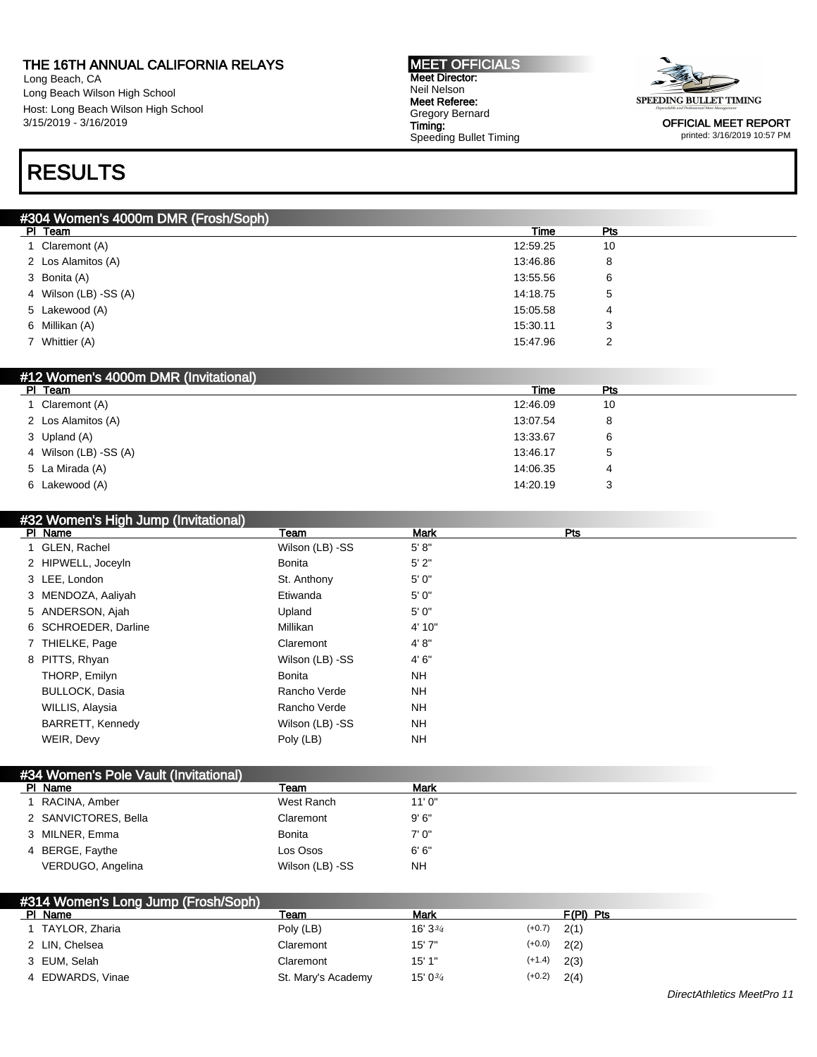THE 16TH ANNUAL CALIFORNIA RELAYS
Long Beach, CA
Long Beach Wilson High School
Host: Long Beach Wilson High School
3/15/2019 - 3/16/2019

MEET OFFICIALS
Meet Director:
Neil Nelson
Meet Referee:
Gregory Bernard
Timing:
Speeding Bullet Timing

OFFICIAL MEET REPORT
printed: 3/16/2019 10:57 PM

# RESULTS

## #304 Women's 4000m DMR (Frosh/Soph)

| Pl | Team | Time | Pts |
|---|---|---|---|
| 1 | Claremont (A) | 12:59.25 | 10 |
| 2 | Los Alamitos (A) | 13:46.86 | 8 |
| 3 | Bonita (A) | 13:55.56 | 6 |
| 4 | Wilson (LB) -SS (A) | 14:18.75 | 5 |
| 5 | Lakewood (A) | 15:05.58 | 4 |
| 6 | Millikan (A) | 15:30.11 | 3 |
| 7 | Whittier (A) | 15:47.96 | 2 |

## #12 Women's 4000m DMR (Invitational)

| Pl | Team | Time | Pts |
|---|---|---|---|
| 1 | Claremont (A) | 12:46.09 | 10 |
| 2 | Los Alamitos (A) | 13:07.54 | 8 |
| 3 | Upland (A) | 13:33.67 | 6 |
| 4 | Wilson (LB) -SS (A) | 13:46.17 | 5 |
| 5 | La Mirada (A) | 14:06.35 | 4 |
| 6 | Lakewood (A) | 14:20.19 | 3 |

## #32 Women's High Jump (Invitational)

| Pl | Name | Team | Mark | Pts |
|---|---|---|---|---|
| 1 | GLEN, Rachel | Wilson (LB) -SS | 5' 8" | |
| 2 | HIPWELL, Joceyln | Bonita | 5' 2" | |
| 3 | LEE, London | St. Anthony | 5' 0" | |
| 3 | MENDOZA, Aaliyah | Etiwanda | 5' 0" | |
| 5 | ANDERSON, Ajah | Upland | 5' 0" | |
| 6 | SCHROEDER, Darline | Millikan | 4' 10" | |
| 7 | THIELKE, Page | Claremont | 4' 8" | |
| 8 | PITTS, Rhyan | Wilson (LB) -SS | 4' 6" | |
| | THORP, Emilyn | Bonita | NH | |
| | BULLOCK, Dasia | Rancho Verde | NH | |
| | WILLIS, Alaysia | Rancho Verde | NH | |
| | BARRETT, Kennedy | Wilson (LB) -SS | NH | |
| | WEIR, Devy | Poly (LB) | NH | |

## #34 Women's Pole Vault (Invitational)

| Pl | Name | Team | Mark |
|---|---|---|---|
| 1 | RACINA, Amber | West Ranch | 11' 0" |
| 2 | SANVICTORES, Bella | Claremont | 9' 6" |
| 3 | MILNER, Emma | Bonita | 7' 0" |
| 4 | BERGE, Faythe | Los Osos | 6' 6" |
| | VERDUGO, Angelina | Wilson (LB) -SS | NH |

## #314 Women's Long Jump (Frosh/Soph)

| Pl | Name | Team | Mark | Wind | F(Pl) | Pts |
|---|---|---|---|---|---|---|
| 1 | TAYLOR, Zharia | Poly (LB) | 16' 3¾ | (+0.7) | 2(1) | |
| 2 | LIN, Chelsea | Claremont | 15' 7" | (+0.0) | 2(2) | |
| 3 | EUM, Selah | Claremont | 15' 1" | (+1.4) | 2(3) | |
| 4 | EDWARDS, Vinae | St. Mary's Academy | 15' 0¾ | (+0.2) | 2(4) | |

DirectAthletics MeetPro 11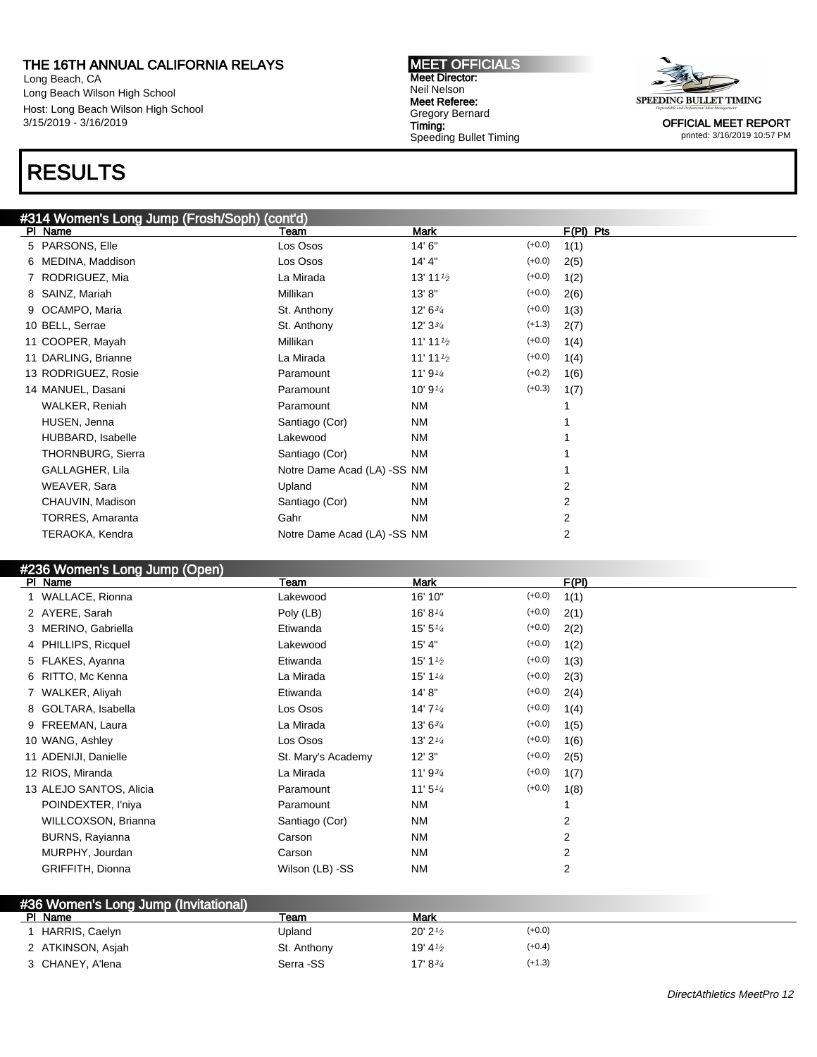**THE 16TH ANNUAL CALIFORNIA RELAYS**
Long Beach, CA
Long Beach Wilson High School
Host: Long Beach Wilson High School
3/15/2019 - 3/16/2019

**MEET OFFICIALS**
**Meet Director:** Neil Nelson
**Meet Referee:** Gregory Bernard
**Timing:** Speeding Bullet Timing

SPEEDING BULLET TIMING

**OFFICIAL MEET REPORT**
printed: 3/16/2019 10:57 PM

# RESULTS

## #314 Women's Long Jump (Frosh/Soph) (cont'd)

| Pl | Name | Team | Mark | Wind | F(Pl) | Pts |
|---|---|---|---|---|---|---|
| 5 | PARSONS, Elle | Los Osos | 14' 6" | (+0.0) | 1(1) | |
| 6 | MEDINA, Maddison | Los Osos | 14' 4" | (+0.0) | 2(5) | |
| 7 | RODRIGUEZ, Mia | La Mirada | 13' 11½ | (+0.0) | 1(2) | |
| 8 | SAINZ, Mariah | Millikan | 13' 8" | (+0.0) | 2(6) | |
| 9 | OCAMPO, Maria | St. Anthony | 12' 6¾ | (+0.0) | 1(3) | |
| 10 | BELL, Serrae | St. Anthony | 12' 3¾ | (+1.3) | 2(7) | |
| 11 | COOPER, Mayah | Millikan | 11' 11½ | (+0.0) | 1(4) | |
| 11 | DARLING, Brianne | La Mirada | 11' 11½ | (+0.0) | 1(4) | |
| 13 | RODRIGUEZ, Rosie | Paramount | 11' 9¼ | (+0.2) | 1(6) | |
| 14 | MANUEL, Dasani | Paramount | 10' 9¼ | (+0.3) | 1(7) | |
| | WALKER, Reniah | Paramount | NM | | 1 | |
| | HUSEN, Jenna | Santiago (Cor) | NM | | 1 | |
| | HUBBARD, Isabelle | Lakewood | NM | | 1 | |
| | THORNBURG, Sierra | Santiago (Cor) | NM | | 1 | |
| | GALLAGHER, Lila | Notre Dame Acad (LA) -SS | NM | | 1 | |
| | WEAVER, Sara | Upland | NM | | 2 | |
| | CHAUVIN, Madison | Santiago (Cor) | NM | | 2 | |
| | TORRES, Amaranta | Gahr | NM | | 2 | |
| | TERAOKA, Kendra | Notre Dame Acad (LA) -SS | NM | | 2 | |

## #236 Women's Long Jump (Open)

| Pl | Name | Team | Mark | Wind | F(Pl) |
|---|---|---|---|---|---|
| 1 | WALLACE, Rionna | Lakewood | 16' 10" | (+0.0) | 1(1) |
| 2 | AYERE, Sarah | Poly (LB) | 16' 8¼ | (+0.0) | 2(1) |
| 3 | MERINO, Gabriella | Etiwanda | 15' 5¼ | (+0.0) | 2(2) |
| 4 | PHILLIPS, Ricquel | Lakewood | 15' 4" | (+0.0) | 1(2) |
| 5 | FLAKES, Ayanna | Etiwanda | 15' 1½ | (+0.0) | 1(3) |
| 6 | RITTO, Mc Kenna | La Mirada | 15' 1¼ | (+0.0) | 2(3) |
| 7 | WALKER, Aliyah | Etiwanda | 14' 8" | (+0.0) | 2(4) |
| 8 | GOLTARA, Isabella | Los Osos | 14' 7¼ | (+0.0) | 1(4) |
| 9 | FREEMAN, Laura | La Mirada | 13' 6¾ | (+0.0) | 1(5) |
| 10 | WANG, Ashley | Los Osos | 13' 2¼ | (+0.0) | 1(6) |
| 11 | ADENIJI, Danielle | St. Mary's Academy | 12' 3" | (+0.0) | 2(5) |
| 12 | RIOS, Miranda | La Mirada | 11' 9¾ | (+0.0) | 1(7) |
| 13 | ALEJO SANTOS, Alicia | Paramount | 11' 5¼ | (+0.0) | 1(8) |
| | POINDEXTER, I'niya | Paramount | NM | | 1 |
| | WILLCOXSON, Brianna | Santiago (Cor) | NM | | 2 |
| | BURNS, Rayianna | Carson | NM | | 2 |
| | MURPHY, Jourdan | Carson | NM | | 2 |
| | GRIFFITH, Dionna | Wilson (LB) -SS | NM | | 2 |

## #36 Women's Long Jump (Invitational)

| Pl | Name | Team | Mark | Wind |
|---|---|---|---|---|
| 1 | HARRIS, Caelyn | Upland | 20' 2½ | (+0.0) |
| 2 | ATKINSON, Asjah | St. Anthony | 19' 4½ | (+0.4) |
| 3 | CHANEY, A'lena | Serra -SS | 17' 8¾ | (+1.3) |

*DirectAthletics MeetPro 12*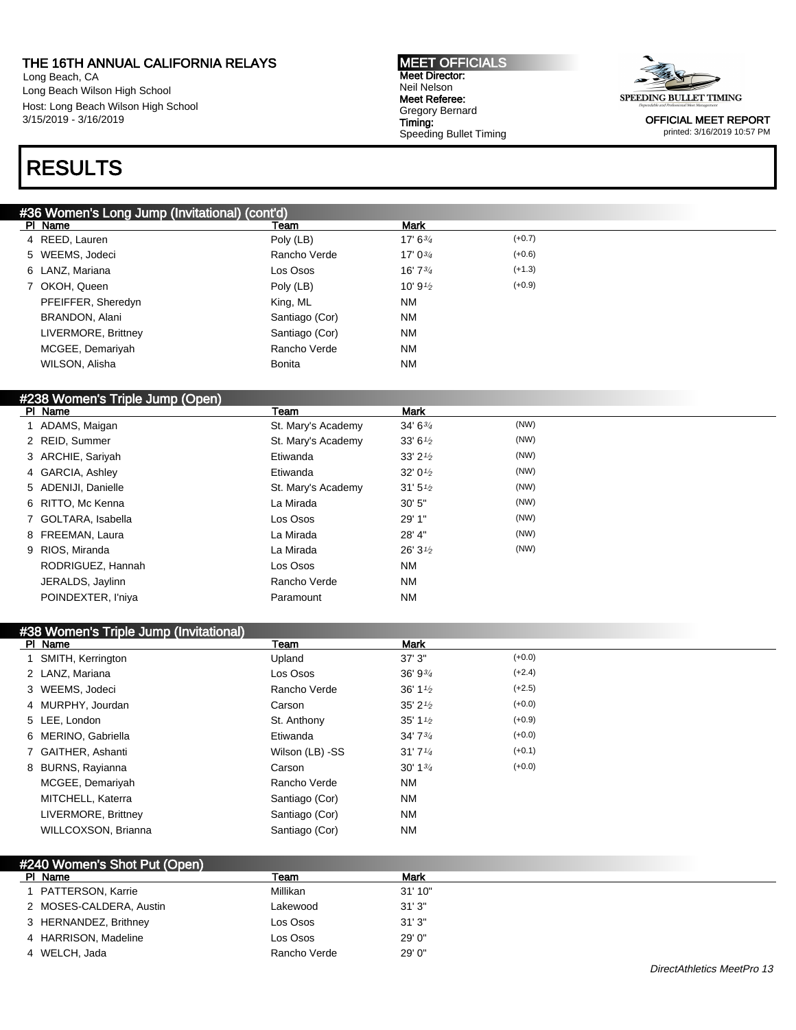# RESULTS

## #36 Women's Long Jump (Invitational) (cont'd)

| Pl | Name | Team | Mark | |
|---|---|---|---|---|
| 4 | REED, Lauren | Poly (LB) | 17' 6¾ | (+0.7) |
| 5 | WEEMS, Jodeci | Rancho Verde | 17' 0¾ | (+0.6) |
| 6 | LANZ, Mariana | Los Osos | 16' 7¾ | (+1.3) |
| 7 | OKOH, Queen | Poly (LB) | 10' 9½ | (+0.9) |
| | PFEIFFER, Sheredyn | King, ML | NM | |
| | BRANDON, Alani | Santiago (Cor) | NM | |
| | LIVERMORE, Brittney | Santiago (Cor) | NM | |
| | MCGEE, Demariyah | Rancho Verde | NM | |
| | WILSON, Alisha | Bonita | NM | |

## #238 Women's Triple Jump (Open)

| Pl | Name | Team | Mark | |
|---|---|---|---|---|
| 1 | ADAMS, Maigan | St. Mary's Academy | 34' 6¾ | (NW) |
| 2 | REID, Summer | St. Mary's Academy | 33' 6½ | (NW) |
| 3 | ARCHIE, Sariyah | Etiwanda | 33' 2½ | (NW) |
| 4 | GARCIA, Ashley | Etiwanda | 32' 0½ | (NW) |
| 5 | ADENIJI, Danielle | St. Mary's Academy | 31' 5½ | (NW) |
| 6 | RITTO, Mc Kenna | La Mirada | 30' 5" | (NW) |
| 7 | GOLTARA, Isabella | Los Osos | 29' 1" | (NW) |
| 8 | FREEMAN, Laura | La Mirada | 28' 4" | (NW) |
| 9 | RIOS, Miranda | La Mirada | 26' 3½ | (NW) |
| | RODRIGUEZ, Hannah | Los Osos | NM | |
| | JERALDS, Jaylinn | Rancho Verde | NM | |
| | POINDEXTER, I'niya | Paramount | NM | |

## #38 Women's Triple Jump (Invitational)

| Pl | Name | Team | Mark | |
|---|---|---|---|---|
| 1 | SMITH, Kerrington | Upland | 37' 3" | (+0.0) |
| 2 | LANZ, Mariana | Los Osos | 36' 9¾ | (+2.4) |
| 3 | WEEMS, Jodeci | Rancho Verde | 36' 1½ | (+2.5) |
| 4 | MURPHY, Jourdan | Carson | 35' 2½ | (+0.0) |
| 5 | LEE, London | St. Anthony | 35' 1½ | (+0.9) |
| 6 | MERINO, Gabriella | Etiwanda | 34' 7¾ | (+0.0) |
| 7 | GAITHER, Ashanti | Wilson (LB) -SS | 31' 7¼ | (+0.1) |
| 8 | BURNS, Rayianna | Carson | 30' 1¾ | (+0.0) |
| | MCGEE, Demariyah | Rancho Verde | NM | |
| | MITCHELL, Katerra | Santiago (Cor) | NM | |
| | LIVERMORE, Brittney | Santiago (Cor) | NM | |
| | WILLCOXSON, Brianna | Santiago (Cor) | NM | |

## #240 Women's Shot Put (Open)

| Pl | Name | Team | Mark |
|---|---|---|---|
| 1 | PATTERSON, Karrie | Millikan | 31' 10" |
| 2 | MOSES-CALDERA, Austin | Lakewood | 31' 3" |
| 3 | HERNANDEZ, Brithney | Los Osos | 31' 3" |
| 4 | HARRISON, Madeline | Los Osos | 29' 0" |
| 4 | WELCH, Jada | Rancho Verde | 29' 0" |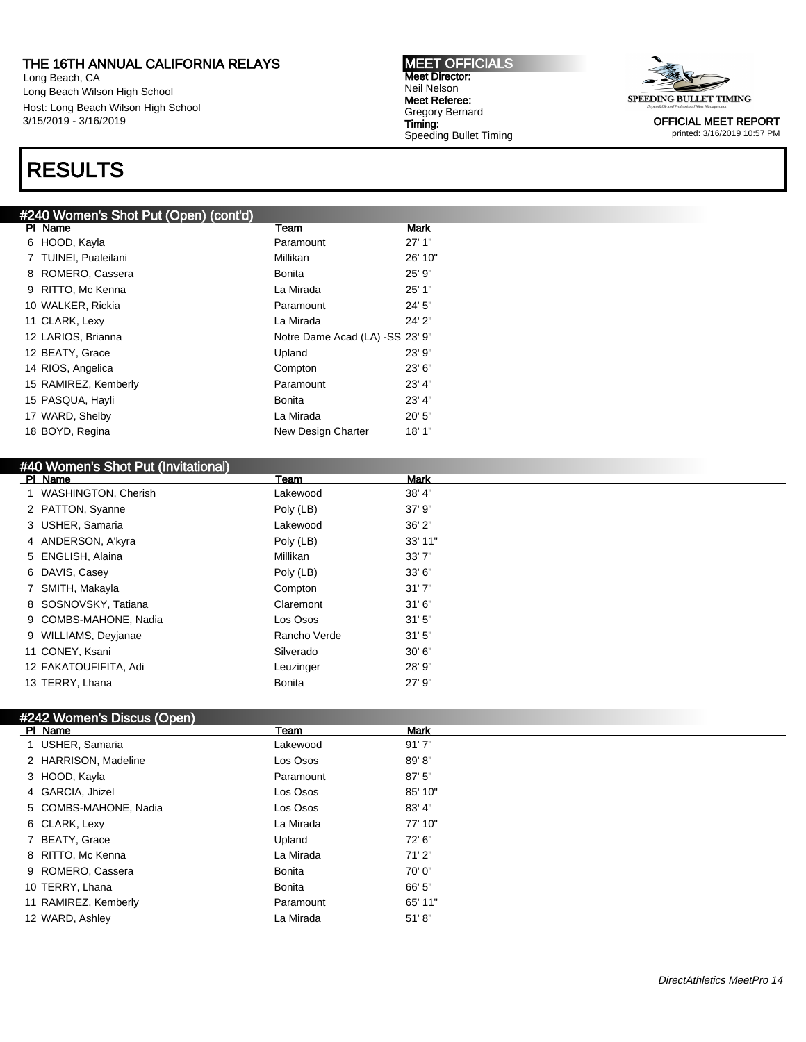# RESULTS

## #240 Women's Shot Put (Open) (cont'd)

| Pl | Name | Team | Mark |
|---|---|---|---|
| 6 | HOOD, Kayla | Paramount | 27' 1" |
| 7 | TUINEI, Pualeilani | Millikan | 26' 10" |
| 8 | ROMERO, Cassera | Bonita | 25' 9" |
| 9 | RITTO, Mc Kenna | La Mirada | 25' 1" |
| 10 | WALKER, Rickia | Paramount | 24' 5" |
| 11 | CLARK, Lexy | La Mirada | 24' 2" |
| 12 | LARIOS, Brianna | Notre Dame Acad (LA) -SS | 23' 9" |
| 12 | BEATY, Grace | Upland | 23' 9" |
| 14 | RIOS, Angelica | Compton | 23' 6" |
| 15 | RAMIREZ, Kemberly | Paramount | 23' 4" |
| 15 | PASQUA, Hayli | Bonita | 23' 4" |
| 17 | WARD, Shelby | La Mirada | 20' 5" |
| 18 | BOYD, Regina | New Design Charter | 18' 1" |

## #40 Women's Shot Put (Invitational)

| Pl | Name | Team | Mark |
|---|---|---|---|
| 1 | WASHINGTON, Cherish | Lakewood | 38' 4" |
| 2 | PATTON, Syanne | Poly (LB) | 37' 9" |
| 3 | USHER, Samaria | Lakewood | 36' 2" |
| 4 | ANDERSON, A'kyra | Poly (LB) | 33' 11" |
| 5 | ENGLISH, Alaina | Millikan | 33' 7" |
| 6 | DAVIS, Casey | Poly (LB) | 33' 6" |
| 7 | SMITH, Makayla | Compton | 31' 7" |
| 8 | SOSNOVSKY, Tatiana | Claremont | 31' 6" |
| 9 | COMBS-MAHONE, Nadia | Los Osos | 31' 5" |
| 9 | WILLIAMS, Deyjanae | Rancho Verde | 31' 5" |
| 11 | CONEY, Ksani | Silverado | 30' 6" |
| 12 | FAKATOUFIFITA, Adi | Leuzinger | 28' 9" |
| 13 | TERRY, Lhana | Bonita | 27' 9" |

## #242 Women's Discus (Open)

| Pl | Name | Team | Mark |
|---|---|---|---|
| 1 | USHER, Samaria | Lakewood | 91' 7" |
| 2 | HARRISON, Madeline | Los Osos | 89' 8" |
| 3 | HOOD, Kayla | Paramount | 87' 5" |
| 4 | GARCIA, Jhizel | Los Osos | 85' 10" |
| 5 | COMBS-MAHONE, Nadia | Los Osos | 83' 4" |
| 6 | CLARK, Lexy | La Mirada | 77' 10" |
| 7 | BEATY, Grace | Upland | 72' 6" |
| 8 | RITTO, Mc Kenna | La Mirada | 71' 2" |
| 9 | ROMERO, Cassera | Bonita | 70' 0" |
| 10 | TERRY, Lhana | Bonita | 66' 5" |
| 11 | RAMIREZ, Kemberly | Paramount | 65' 11" |
| 12 | WARD, Ashley | La Mirada | 51' 8" |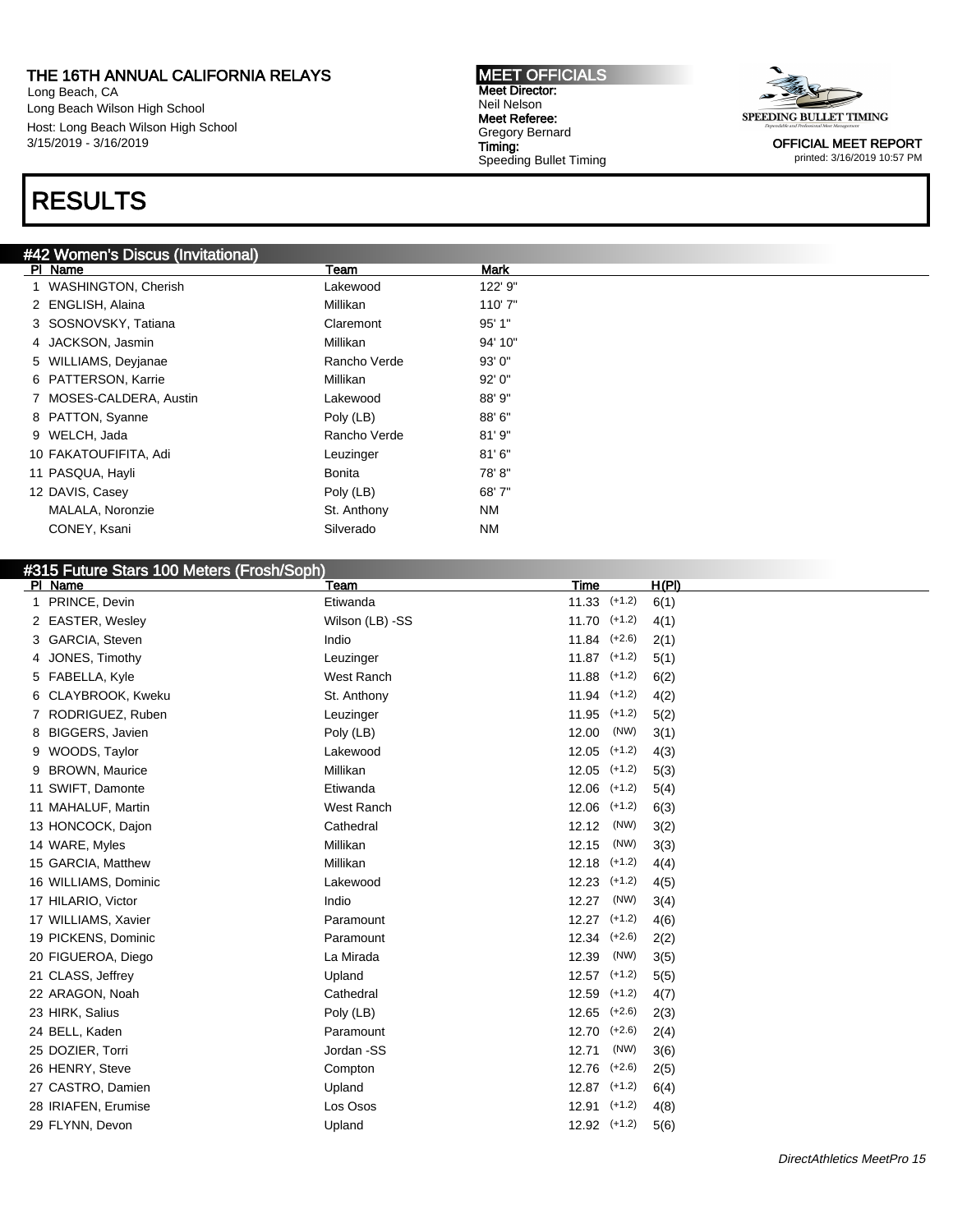# RESULTS

## #42 Women's Discus (Invitational)

| Pl | Name | Team | Mark |
|---|---|---|---|
| 1 | WASHINGTON, Cherish | Lakewood | 122' 9" |
| 2 | ENGLISH, Alaina | Millikan | 110' 7" |
| 3 | SOSNOVSKY, Tatiana | Claremont | 95' 1" |
| 4 | JACKSON, Jasmin | Millikan | 94' 10" |
| 5 | WILLIAMS, Deyjanae | Rancho Verde | 93' 0" |
| 6 | PATTERSON, Karrie | Millikan | 92' 0" |
| 7 | MOSES-CALDERA, Austin | Lakewood | 88' 9" |
| 8 | PATTON, Syanne | Poly (LB) | 88' 6" |
| 9 | WELCH, Jada | Rancho Verde | 81' 9" |
| 10 | FAKATOUFIFITA, Adi | Leuzinger | 81' 6" |
| 11 | PASQUA, Hayli | Bonita | 78' 8" |
| 12 | DAVIS, Casey | Poly (LB) | 68' 7" |
| | MALALA, Noronzie | St. Anthony | NM |
| | CONEY, Ksani | Silverado | NM |

## #315 Future Stars 100 Meters (Frosh/Soph)

| Pl | Name | Team | Time | | H(Pl) |
|---|---|---|---|---|---|
| 1 | PRINCE, Devin | Etiwanda | 11.33 | (+1.2) | 6(1) |
| 2 | EASTER, Wesley | Wilson (LB) -SS | 11.70 | (+1.2) | 4(1) |
| 3 | GARCIA, Steven | Indio | 11.84 | (+2.6) | 2(1) |
| 4 | JONES, Timothy | Leuzinger | 11.87 | (+1.2) | 5(1) |
| 5 | FABELLA, Kyle | West Ranch | 11.88 | (+1.2) | 6(2) |
| 6 | CLAYBROOK, Kweku | St. Anthony | 11.94 | (+1.2) | 4(2) |
| 7 | RODRIGUEZ, Ruben | Leuzinger | 11.95 | (+1.2) | 5(2) |
| 8 | BIGGERS, Javien | Poly (LB) | 12.00 | (NW) | 3(1) |
| 9 | WOODS, Taylor | Lakewood | 12.05 | (+1.2) | 4(3) |
| 9 | BROWN, Maurice | Millikan | 12.05 | (+1.2) | 5(3) |
| 11 | SWIFT, Damonte | Etiwanda | 12.06 | (+1.2) | 5(4) |
| 11 | MAHALUF, Martin | West Ranch | 12.06 | (+1.2) | 6(3) |
| 13 | HONCOCK, Dajon | Cathedral | 12.12 | (NW) | 3(2) |
| 14 | WARE, Myles | Millikan | 12.15 | (NW) | 3(3) |
| 15 | GARCIA, Matthew | Millikan | 12.18 | (+1.2) | 4(4) |
| 16 | WILLIAMS, Dominic | Lakewood | 12.23 | (+1.2) | 4(5) |
| 17 | HILARIO, Victor | Indio | 12.27 | (NW) | 3(4) |
| 17 | WILLIAMS, Xavier | Paramount | 12.27 | (+1.2) | 4(6) |
| 19 | PICKENS, Dominic | Paramount | 12.34 | (+2.6) | 2(2) |
| 20 | FIGUEROA, Diego | La Mirada | 12.39 | (NW) | 3(5) |
| 21 | CLASS, Jeffrey | Upland | 12.57 | (+1.2) | 5(5) |
| 22 | ARAGON, Noah | Cathedral | 12.59 | (+1.2) | 4(7) |
| 23 | HIRK, Salius | Poly (LB) | 12.65 | (+2.6) | 2(3) |
| 24 | BELL, Kaden | Paramount | 12.70 | (+2.6) | 2(4) |
| 25 | DOZIER, Torri | Jordan -SS | 12.71 | (NW) | 3(6) |
| 26 | HENRY, Steve | Compton | 12.76 | (+2.6) | 2(5) |
| 27 | CASTRO, Damien | Upland | 12.87 | (+1.2) | 6(4) |
| 28 | IRIAFEN, Erumise | Los Osos | 12.91 | (+1.2) | 4(8) |
| 29 | FLYNN, Devon | Upland | 12.92 | (+1.2) | 5(6) |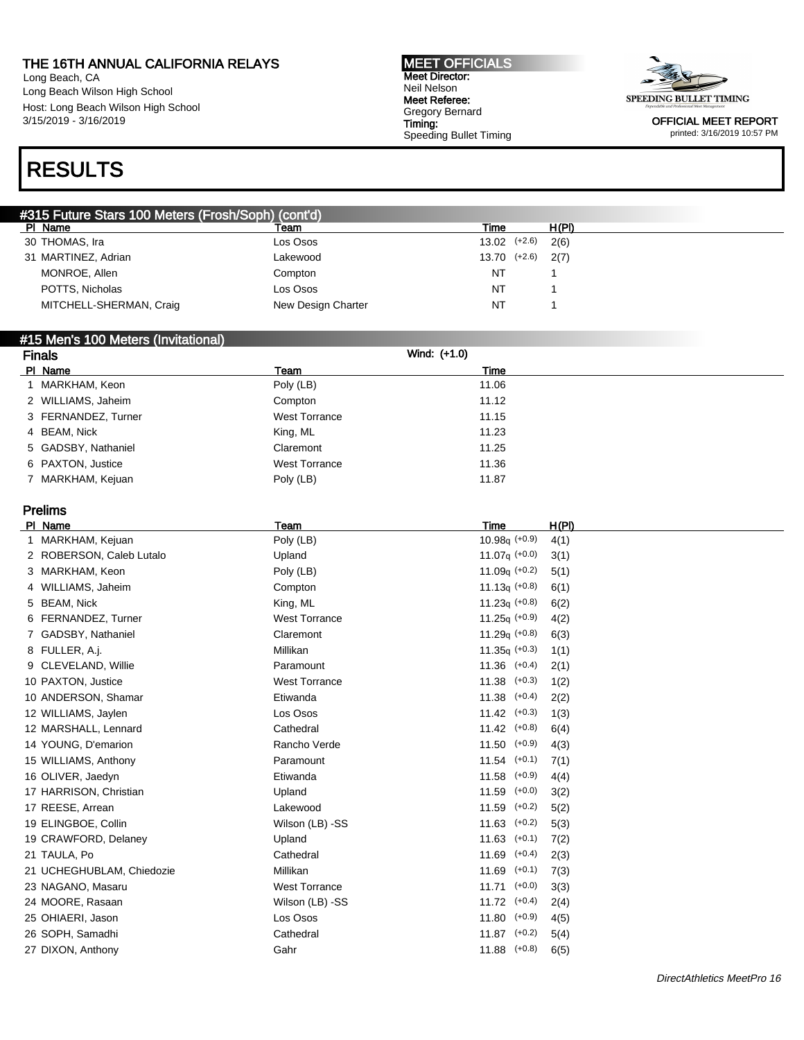# RESULTS

## #315 Future Stars 100 Meters (Frosh/Soph) (cont'd)

| Pl | Name | Team | Time | | H(Pl) |
|---|---|---|---|---|---|
| 30 | THOMAS, Ira | Los Osos | 13.02 | (+2.6) | 2(6) |
| 31 | MARTINEZ, Adrian | Lakewood | 13.70 | (+2.6) | 2(7) |
| | MONROE, Allen | Compton | NT | | 1 |
| | POTTS, Nicholas | Los Osos | NT | | 1 |
| | MITCHELL-SHERMAN, Craig | New Design Charter | NT | | 1 |

## #15 Men's 100 Meters (Invitational)

### Finals

Wind: (+1.0)

| Pl | Name | Team | Time |
|---|---|---|---|
| 1 | MARKHAM, Keon | Poly (LB) | 11.06 |
| 2 | WILLIAMS, Jaheim | Compton | 11.12 |
| 3 | FERNANDEZ, Turner | West Torrance | 11.15 |
| 4 | BEAM, Nick | King, ML | 11.23 |
| 5 | GADSBY, Nathaniel | Claremont | 11.25 |
| 6 | PAXTON, Justice | West Torrance | 11.36 |
| 7 | MARKHAM, Kejuan | Poly (LB) | 11.87 |

### Prelims

| Pl | Name | Team | Time | | H(Pl) |
|---|---|---|---|---|---|
| 1 | MARKHAM, Kejuan | Poly (LB) | 10.98q | (+0.9) | 4(1) |
| 2 | ROBERSON, Caleb Lutalo | Upland | 11.07q | (+0.0) | 3(1) |
| 3 | MARKHAM, Keon | Poly (LB) | 11.09q | (+0.2) | 5(1) |
| 4 | WILLIAMS, Jaheim | Compton | 11.13q | (+0.8) | 6(1) |
| 5 | BEAM, Nick | King, ML | 11.23q | (+0.8) | 6(2) |
| 6 | FERNANDEZ, Turner | West Torrance | 11.25q | (+0.9) | 4(2) |
| 7 | GADSBY, Nathaniel | Claremont | 11.29q | (+0.8) | 6(3) |
| 8 | FULLER, A.j. | Millikan | 11.35q | (+0.3) | 1(1) |
| 9 | CLEVELAND, Willie | Paramount | 11.36 | (+0.4) | 2(1) |
| 10 | PAXTON, Justice | West Torrance | 11.38 | (+0.3) | 1(2) |
| 10 | ANDERSON, Shamar | Etiwanda | 11.38 | (+0.4) | 2(2) |
| 12 | WILLIAMS, Jaylen | Los Osos | 11.42 | (+0.3) | 1(3) |
| 12 | MARSHALL, Lennard | Cathedral | 11.42 | (+0.8) | 6(4) |
| 14 | YOUNG, D'emarion | Rancho Verde | 11.50 | (+0.9) | 4(3) |
| 15 | WILLIAMS, Anthony | Paramount | 11.54 | (+0.1) | 7(1) |
| 16 | OLIVER, Jaedyn | Etiwanda | 11.58 | (+0.9) | 4(4) |
| 17 | HARRISON, Christian | Upland | 11.59 | (+0.0) | 3(2) |
| 17 | REESE, Arrean | Lakewood | 11.59 | (+0.2) | 5(2) |
| 19 | ELINGBOE, Collin | Wilson (LB) -SS | 11.63 | (+0.2) | 5(3) |
| 19 | CRAWFORD, Delaney | Upland | 11.63 | (+0.1) | 7(2) |
| 21 | TAULA, Po | Cathedral | 11.69 | (+0.4) | 2(3) |
| 21 | UCHEGHUBLAM, Chiedozie | Millikan | 11.69 | (+0.1) | 7(3) |
| 23 | NAGANO, Masaru | West Torrance | 11.71 | (+0.0) | 3(3) |
| 24 | MOORE, Rasaan | Wilson (LB) -SS | 11.72 | (+0.4) | 2(4) |
| 25 | OHIAERI, Jason | Los Osos | 11.80 | (+0.9) | 4(5) |
| 26 | SOPH, Samadhi | Cathedral | 11.87 | (+0.2) | 5(4) |
| 27 | DIXON, Anthony | Gahr | 11.88 | (+0.8) | 6(5) |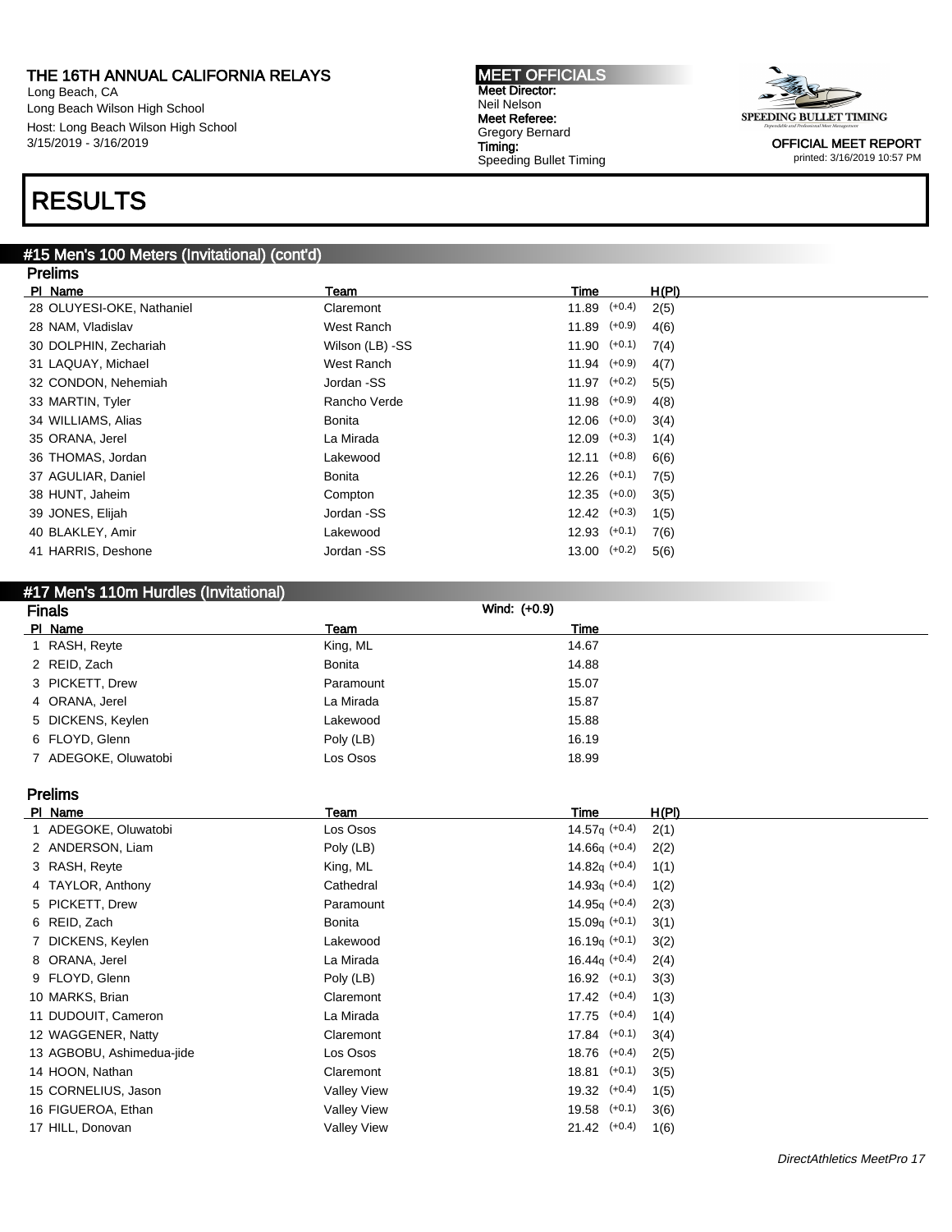# RESULTS

## #15 Men's 100 Meters (Invitational) (cont'd)

### Prelims

| Pl | Name | Team | Time | | H(Pl) |
|---|---|---|---|---|---|
| 28 | OLUYESI-OKE, Nathaniel | Claremont | 11.89 | (+0.4) | 2(5) |
| 28 | NAM, Vladislav | West Ranch | 11.89 | (+0.9) | 4(6) |
| 30 | DOLPHIN, Zechariah | Wilson (LB) -SS | 11.90 | (+0.1) | 7(4) |
| 31 | LAQUAY, Michael | West Ranch | 11.94 | (+0.9) | 4(7) |
| 32 | CONDON, Nehemiah | Jordan -SS | 11.97 | (+0.2) | 5(5) |
| 33 | MARTIN, Tyler | Rancho Verde | 11.98 | (+0.9) | 4(8) |
| 34 | WILLIAMS, Alias | Bonita | 12.06 | (+0.0) | 3(4) |
| 35 | ORANA, Jerel | La Mirada | 12.09 | (+0.3) | 1(4) |
| 36 | THOMAS, Jordan | Lakewood | 12.11 | (+0.8) | 6(6) |
| 37 | AGULIAR, Daniel | Bonita | 12.26 | (+0.1) | 7(5) |
| 38 | HUNT, Jaheim | Compton | 12.35 | (+0.0) | 3(5) |
| 39 | JONES, Elijah | Jordan -SS | 12.42 | (+0.3) | 1(5) |
| 40 | BLAKLEY, Amir | Lakewood | 12.93 | (+0.1) | 7(6) |
| 41 | HARRIS, Deshone | Jordan -SS | 13.00 | (+0.2) | 5(6) |

## #17 Men's 110m Hurdles (Invitational)

### Finals

Wind: (+0.9)

| Pl | Name | Team | Time |
|---|---|---|---|
| 1 | RASH, Reyte | King, ML | 14.67 |
| 2 | REID, Zach | Bonita | 14.88 |
| 3 | PICKETT, Drew | Paramount | 15.07 |
| 4 | ORANA, Jerel | La Mirada | 15.87 |
| 5 | DICKENS, Keylen | Lakewood | 15.88 |
| 6 | FLOYD, Glenn | Poly (LB) | 16.19 |
| 7 | ADEGOKE, Oluwatobi | Los Osos | 18.99 |

### Prelims

| Pl | Name | Team | Time | | H(Pl) |
|---|---|---|---|---|---|
| 1 | ADEGOKE, Oluwatobi | Los Osos | 14.57q | (+0.4) | 2(1) |
| 2 | ANDERSON, Liam | Poly (LB) | 14.66q | (+0.4) | 2(2) |
| 3 | RASH, Reyte | King, ML | 14.82q | (+0.4) | 1(1) |
| 4 | TAYLOR, Anthony | Cathedral | 14.93q | (+0.4) | 1(2) |
| 5 | PICKETT, Drew | Paramount | 14.95q | (+0.4) | 2(3) |
| 6 | REID, Zach | Bonita | 15.09q | (+0.1) | 3(1) |
| 7 | DICKENS, Keylen | Lakewood | 16.19q | (+0.1) | 3(2) |
| 8 | ORANA, Jerel | La Mirada | 16.44q | (+0.4) | 2(4) |
| 9 | FLOYD, Glenn | Poly (LB) | 16.92 | (+0.1) | 3(3) |
| 10 | MARKS, Brian | Claremont | 17.42 | (+0.4) | 1(3) |
| 11 | DUDOUIT, Cameron | La Mirada | 17.75 | (+0.4) | 1(4) |
| 12 | WAGGENER, Natty | Claremont | 17.84 | (+0.1) | 3(4) |
| 13 | AGBOBU, Ashimedua-jide | Los Osos | 18.76 | (+0.4) | 2(5) |
| 14 | HOON, Nathan | Claremont | 18.81 | (+0.1) | 3(5) |
| 15 | CORNELIUS, Jason | Valley View | 19.32 | (+0.4) | 1(5) |
| 16 | FIGUEROA, Ethan | Valley View | 19.58 | (+0.1) | 3(6) |
| 17 | HILL, Donovan | Valley View | 21.42 | (+0.4) | 1(6) |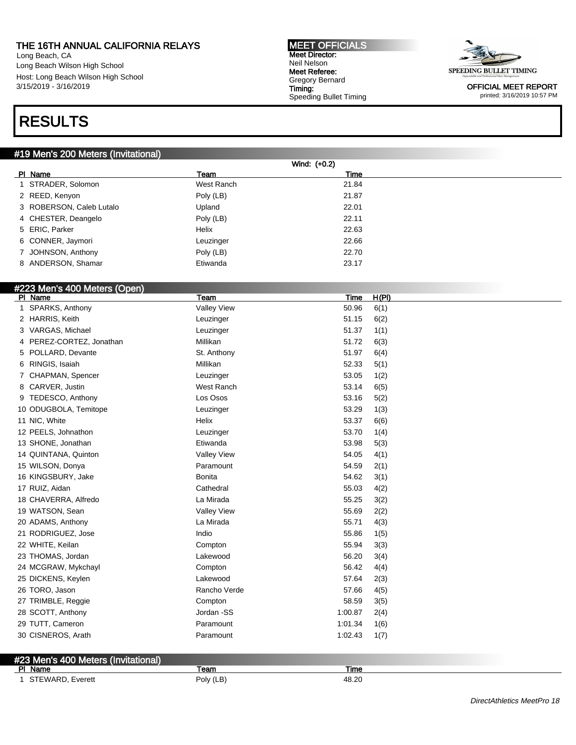# THE 16TH ANNUAL CALIFORNIA RELAYS

Long Beach, CA
Long Beach Wilson High School
Host: Long Beach Wilson High School
3/15/2019 - 3/16/2019

**MEET OFFICIALS**
**Meet Director:** Neil Nelson
**Meet Referee:** Gregory Bernard
**Timing:** Speeding Bullet Timing

**OFFICIAL MEET REPORT**
printed: 3/16/2019 10:57 PM

# RESULTS

## #19 Men's 200 Meters (Invitational)

Wind: (+0.2)

| Pl | Name | Team | Time |
|---|---|---|---|
| 1 | STRADER, Solomon | West Ranch | 21.84 |
| 2 | REED, Kenyon | Poly (LB) | 21.87 |
| 3 | ROBERSON, Caleb Lutalo | Upland | 22.01 |
| 4 | CHESTER, Deangelo | Poly (LB) | 22.11 |
| 5 | ERIC, Parker | Helix | 22.63 |
| 6 | CONNER, Jaymori | Leuzinger | 22.66 |
| 7 | JOHNSON, Anthony | Poly (LB) | 22.70 |
| 8 | ANDERSON, Shamar | Etiwanda | 23.17 |

## #223 Men's 400 Meters (Open)

| Pl | Name | Team | Time | H(Pl) |
|---|---|---|---|---|
| 1 | SPARKS, Anthony | Valley View | 50.96 | 6(1) |
| 2 | HARRIS, Keith | Leuzinger | 51.15 | 6(2) |
| 3 | VARGAS, Michael | Leuzinger | 51.37 | 1(1) |
| 4 | PEREZ-CORTEZ, Jonathan | Millikan | 51.72 | 6(3) |
| 5 | POLLARD, Devante | St. Anthony | 51.97 | 6(4) |
| 6 | RINGIS, Isaiah | Millikan | 52.33 | 5(1) |
| 7 | CHAPMAN, Spencer | Leuzinger | 53.05 | 1(2) |
| 8 | CARVER, Justin | West Ranch | 53.14 | 6(5) |
| 9 | TEDESCO, Anthony | Los Osos | 53.16 | 5(2) |
| 10 | ODUGBOLA, Temitope | Leuzinger | 53.29 | 1(3) |
| 11 | NIC, White | Helix | 53.37 | 6(6) |
| 12 | PEELS, Johnathon | Leuzinger | 53.70 | 1(4) |
| 13 | SHONE, Jonathan | Etiwanda | 53.98 | 5(3) |
| 14 | QUINTANA, Quinton | Valley View | 54.05 | 4(1) |
| 15 | WILSON, Donya | Paramount | 54.59 | 2(1) |
| 16 | KINGSBURY, Jake | Bonita | 54.62 | 3(1) |
| 17 | RUIZ, Aidan | Cathedral | 55.03 | 4(2) |
| 18 | CHAVERRA, Alfredo | La Mirada | 55.25 | 3(2) |
| 19 | WATSON, Sean | Valley View | 55.69 | 2(2) |
| 20 | ADAMS, Anthony | La Mirada | 55.71 | 4(3) |
| 21 | RODRIGUEZ, Jose | Indio | 55.86 | 1(5) |
| 22 | WHITE, Keilan | Compton | 55.94 | 3(3) |
| 23 | THOMAS, Jordan | Lakewood | 56.20 | 3(4) |
| 24 | MCGRAW, Mykchayl | Compton | 56.42 | 4(4) |
| 25 | DICKENS, Keylen | Lakewood | 57.64 | 2(3) |
| 26 | TORO, Jason | Rancho Verde | 57.66 | 4(5) |
| 27 | TRIMBLE, Reggie | Compton | 58.59 | 3(5) |
| 28 | SCOTT, Anthony | Jordan -SS | 1:00.87 | 2(4) |
| 29 | TUTT, Cameron | Paramount | 1:01.34 | 1(6) |
| 30 | CISNEROS, Arath | Paramount | 1:02.43 | 1(7) |

## #23 Men's 400 Meters (Invitational)

| Pl | Name | Team | Time |
|---|---|---|---|
| 1 | STEWARD, Everett | Poly (LB) | 48.20 |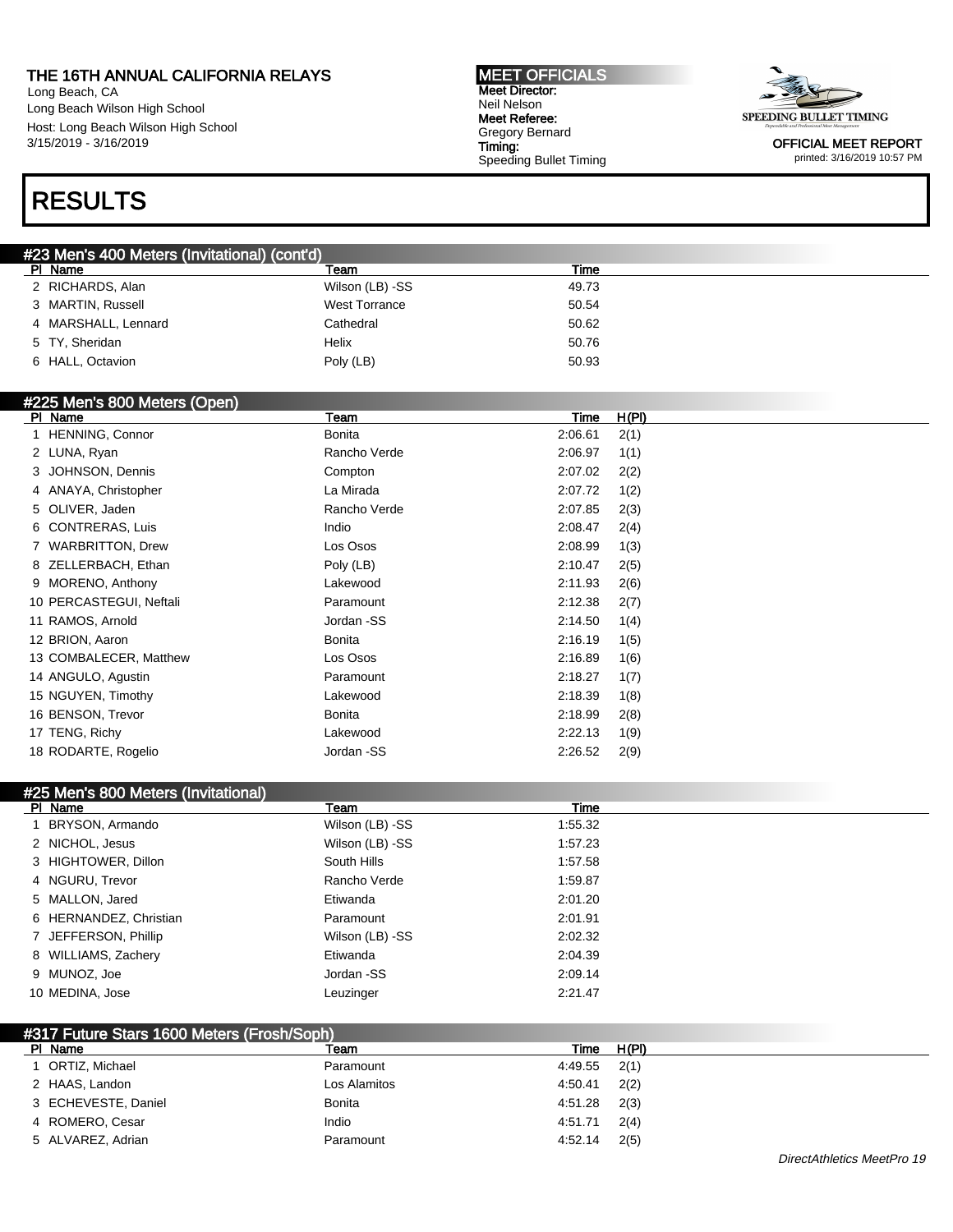THE 16TH ANNUAL CALIFORNIA RELAYS
Long Beach, CA
Long Beach Wilson High School
Host: Long Beach Wilson High School
3/15/2019 - 3/16/2019

**MEET OFFICIALS**
**Meet Director:** Neil Nelson
**Meet Referee:** Gregory Bernard
**Timing:** Speeding Bullet Timing

SPEEDING BULLET TIMING

**OFFICIAL MEET REPORT**
printed: 3/16/2019 10:57 PM

# RESULTS

## #23 Men's 400 Meters (Invitational) (cont'd)

| Pl | Name | Team | Time |
|---|---|---|---|
| 2 | RICHARDS, Alan | Wilson (LB) -SS | 49.73 |
| 3 | MARTIN, Russell | West Torrance | 50.54 |
| 4 | MARSHALL, Lennard | Cathedral | 50.62 |
| 5 | TY, Sheridan | Helix | 50.76 |
| 6 | HALL, Octavion | Poly (LB) | 50.93 |

## #225 Men's 800 Meters (Open)

| Pl | Name | Team | Time | H(Pl) |
|---|---|---|---|---|
| 1 | HENNING, Connor | Bonita | 2:06.61 | 2(1) |
| 2 | LUNA, Ryan | Rancho Verde | 2:06.97 | 1(1) |
| 3 | JOHNSON, Dennis | Compton | 2:07.02 | 2(2) |
| 4 | ANAYA, Christopher | La Mirada | 2:07.72 | 1(2) |
| 5 | OLIVER, Jaden | Rancho Verde | 2:07.85 | 2(3) |
| 6 | CONTRERAS, Luis | Indio | 2:08.47 | 2(4) |
| 7 | WARBRITTON, Drew | Los Osos | 2:08.99 | 1(3) |
| 8 | ZELLERBACH, Ethan | Poly (LB) | 2:10.47 | 2(5) |
| 9 | MORENO, Anthony | Lakewood | 2:11.93 | 2(6) |
| 10 | PERCASTEGUI, Neftali | Paramount | 2:12.38 | 2(7) |
| 11 | RAMOS, Arnold | Jordan -SS | 2:14.50 | 1(4) |
| 12 | BRION, Aaron | Bonita | 2:16.19 | 1(5) |
| 13 | COMBALECER, Matthew | Los Osos | 2:16.89 | 1(6) |
| 14 | ANGULO, Agustin | Paramount | 2:18.27 | 1(7) |
| 15 | NGUYEN, Timothy | Lakewood | 2:18.39 | 1(8) |
| 16 | BENSON, Trevor | Bonita | 2:18.99 | 2(8) |
| 17 | TENG, Richy | Lakewood | 2:22.13 | 1(9) |
| 18 | RODARTE, Rogelio | Jordan -SS | 2:26.52 | 2(9) |

## #25 Men's 800 Meters (Invitational)

| Pl | Name | Team | Time |
|---|---|---|---|
| 1 | BRYSON, Armando | Wilson (LB) -SS | 1:55.32 |
| 2 | NICHOL, Jesus | Wilson (LB) -SS | 1:57.23 |
| 3 | HIGHTOWER, Dillon | South Hills | 1:57.58 |
| 4 | NGURU, Trevor | Rancho Verde | 1:59.87 |
| 5 | MALLON, Jared | Etiwanda | 2:01.20 |
| 6 | HERNANDEZ, Christian | Paramount | 2:01.91 |
| 7 | JEFFERSON, Phillip | Wilson (LB) -SS | 2:02.32 |
| 8 | WILLIAMS, Zachery | Etiwanda | 2:04.39 |
| 9 | MUNOZ, Joe | Jordan -SS | 2:09.14 |
| 10 | MEDINA, Jose | Leuzinger | 2:21.47 |

## #317 Future Stars 1600 Meters (Frosh/Soph)

| Pl | Name | Team | Time | H(Pl) |
|---|---|---|---|---|
| 1 | ORTIZ, Michael | Paramount | 4:49.55 | 2(1) |
| 2 | HAAS, Landon | Los Alamitos | 4:50.41 | 2(2) |
| 3 | ECHEVESTE, Daniel | Bonita | 4:51.28 | 2(3) |
| 4 | ROMERO, Cesar | Indio | 4:51.71 | 2(4) |
| 5 | ALVAREZ, Adrian | Paramount | 4:52.14 | 2(5) |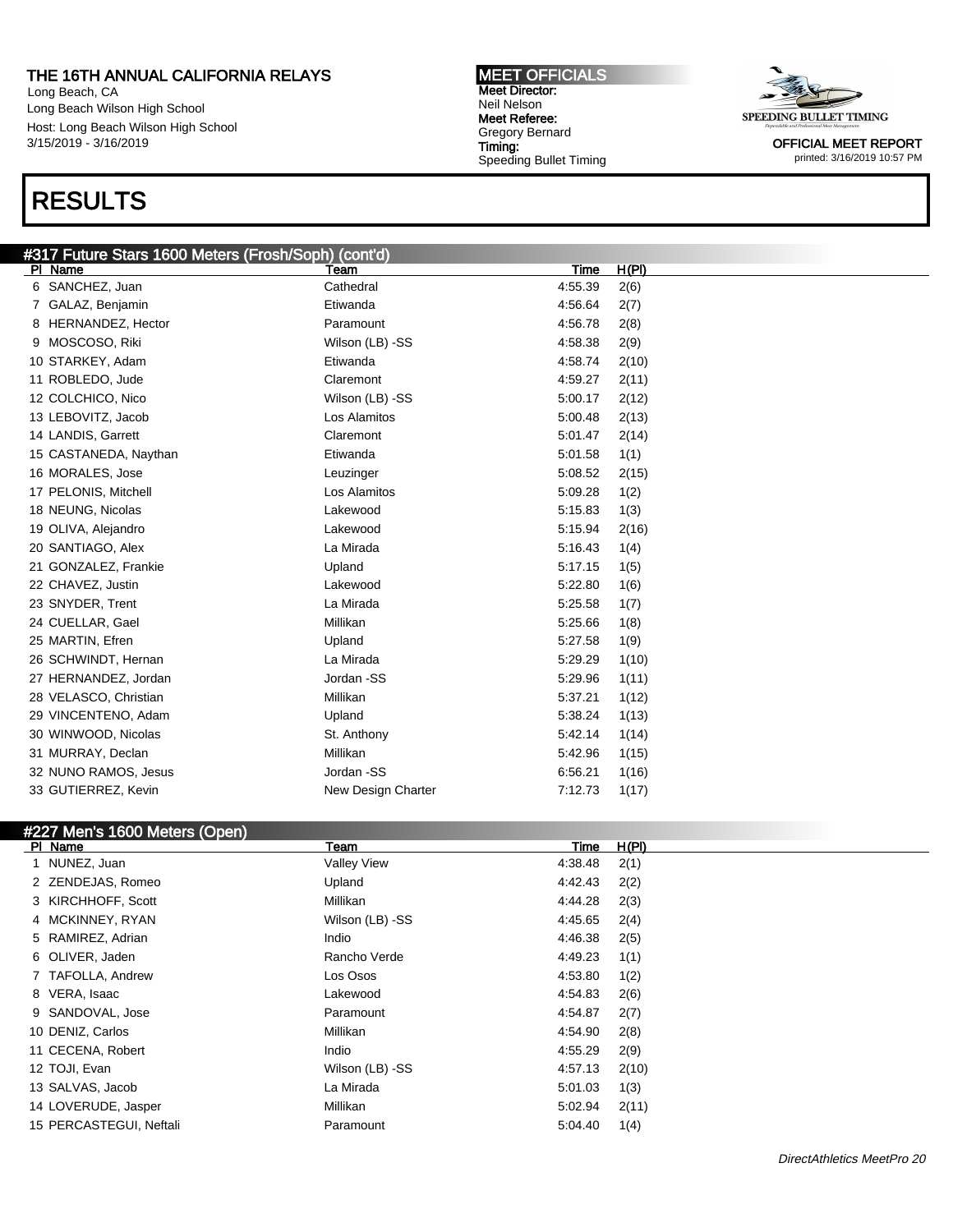# RESULTS

## #317 Future Stars 1600 Meters (Frosh/Soph) (cont'd)

| Pl | Name | Team | Time | H(Pl) |
|---|---|---|---|---|
| 6 | SANCHEZ, Juan | Cathedral | 4:55.39 | 2(6) |
| 7 | GALAZ, Benjamin | Etiwanda | 4:56.64 | 2(7) |
| 8 | HERNANDEZ, Hector | Paramount | 4:56.78 | 2(8) |
| 9 | MOSCOSO, Riki | Wilson (LB) -SS | 4:58.38 | 2(9) |
| 10 | STARKEY, Adam | Etiwanda | 4:58.74 | 2(10) |
| 11 | ROBLEDO, Jude | Claremont | 4:59.27 | 2(11) |
| 12 | COLCHICO, Nico | Wilson (LB) -SS | 5:00.17 | 2(12) |
| 13 | LEBOVITZ, Jacob | Los Alamitos | 5:00.48 | 2(13) |
| 14 | LANDIS, Garrett | Claremont | 5:01.47 | 2(14) |
| 15 | CASTANEDA, Naythan | Etiwanda | 5:01.58 | 1(1) |
| 16 | MORALES, Jose | Leuzinger | 5:08.52 | 2(15) |
| 17 | PELONIS, Mitchell | Los Alamitos | 5:09.28 | 1(2) |
| 18 | NEUNG, Nicolas | Lakewood | 5:15.83 | 1(3) |
| 19 | OLIVA, Alejandro | Lakewood | 5:15.94 | 2(16) |
| 20 | SANTIAGO, Alex | La Mirada | 5:16.43 | 1(4) |
| 21 | GONZALEZ, Frankie | Upland | 5:17.15 | 1(5) |
| 22 | CHAVEZ, Justin | Lakewood | 5:22.80 | 1(6) |
| 23 | SNYDER, Trent | La Mirada | 5:25.58 | 1(7) |
| 24 | CUELLAR, Gael | Millikan | 5:25.66 | 1(8) |
| 25 | MARTIN, Efren | Upland | 5:27.58 | 1(9) |
| 26 | SCHWINDT, Hernan | La Mirada | 5:29.29 | 1(10) |
| 27 | HERNANDEZ, Jordan | Jordan -SS | 5:29.96 | 1(11) |
| 28 | VELASCO, Christian | Millikan | 5:37.21 | 1(12) |
| 29 | VINCENTENO, Adam | Upland | 5:38.24 | 1(13) |
| 30 | WINWOOD, Nicolas | St. Anthony | 5:42.14 | 1(14) |
| 31 | MURRAY, Declan | Millikan | 5:42.96 | 1(15) |
| 32 | NUNO RAMOS, Jesus | Jordan -SS | 6:56.21 | 1(16) |
| 33 | GUTIERREZ, Kevin | New Design Charter | 7:12.73 | 1(17) |

## #227 Men's 1600 Meters (Open)

| Pl | Name | Team | Time | H(Pl) |
|---|---|---|---|---|
| 1 | NUNEZ, Juan | Valley View | 4:38.48 | 2(1) |
| 2 | ZENDEJAS, Romeo | Upland | 4:42.43 | 2(2) |
| 3 | KIRCHHOFF, Scott | Millikan | 4:44.28 | 2(3) |
| 4 | MCKINNEY, RYAN | Wilson (LB) -SS | 4:45.65 | 2(4) |
| 5 | RAMIREZ, Adrian | Indio | 4:46.38 | 2(5) |
| 6 | OLIVER, Jaden | Rancho Verde | 4:49.23 | 1(1) |
| 7 | TAFOLLA, Andrew | Los Osos | 4:53.80 | 1(2) |
| 8 | VERA, Isaac | Lakewood | 4:54.83 | 2(6) |
| 9 | SANDOVAL, Jose | Paramount | 4:54.87 | 2(7) |
| 10 | DENIZ, Carlos | Millikan | 4:54.90 | 2(8) |
| 11 | CECENA, Robert | Indio | 4:55.29 | 2(9) |
| 12 | TOJI, Evan | Wilson (LB) -SS | 4:57.13 | 2(10) |
| 13 | SALVAS, Jacob | La Mirada | 5:01.03 | 1(3) |
| 14 | LOVERUDE, Jasper | Millikan | 5:02.94 | 2(11) |
| 15 | PERCASTEGUI, Neftali | Paramount | 5:04.40 | 1(4) |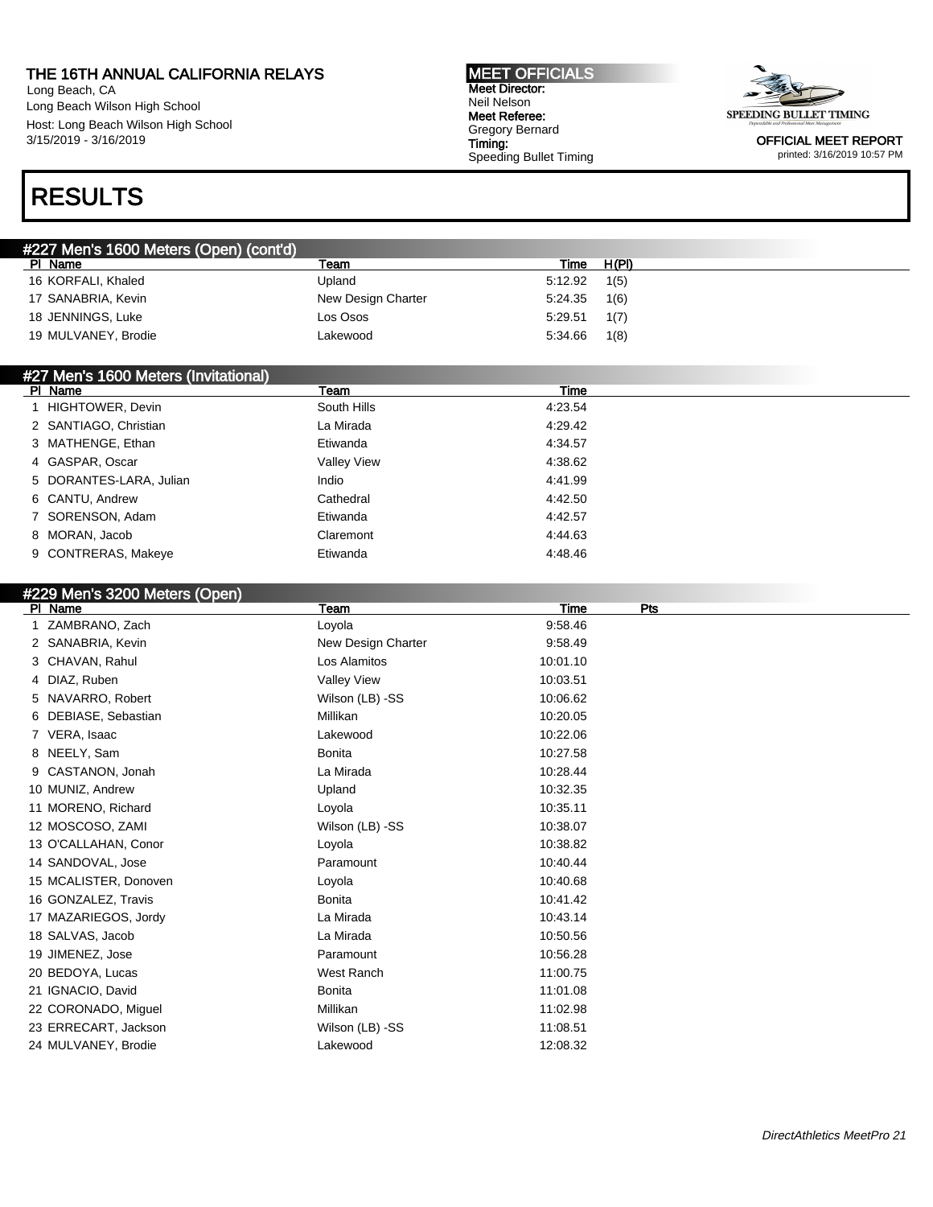THE 16TH ANNUAL CALIFORNIA RELAYS
Long Beach, CA
Long Beach Wilson High School
Host: Long Beach Wilson High School
3/15/2019 - 3/16/2019

MEET OFFICIALS
Meet Director:
Neil Nelson
Meet Referee:
Gregory Bernard
Timing:
Speeding Bullet Timing

OFFICIAL MEET REPORT
printed: 3/16/2019 10:57 PM

# RESULTS

## #227 Men's 1600 Meters (Open) (cont'd)

| Pl | Name | Team | Time | H(Pl) |
|---|---|---|---|---|
| 16 | KORFALI, Khaled | Upland | 5:12.92 | 1(5) |
| 17 | SANABRIA, Kevin | New Design Charter | 5:24.35 | 1(6) |
| 18 | JENNINGS, Luke | Los Osos | 5:29.51 | 1(7) |
| 19 | MULVANEY, Brodie | Lakewood | 5:34.66 | 1(8) |

## #27 Men's 1600 Meters (Invitational)

| Pl | Name | Team | Time |
|---|---|---|---|
| 1 | HIGHTOWER, Devin | South Hills | 4:23.54 |
| 2 | SANTIAGO, Christian | La Mirada | 4:29.42 |
| 3 | MATHENGE, Ethan | Etiwanda | 4:34.57 |
| 4 | GASPAR, Oscar | Valley View | 4:38.62 |
| 5 | DORANTES-LARA, Julian | Indio | 4:41.99 |
| 6 | CANTU, Andrew | Cathedral | 4:42.50 |
| 7 | SORENSON, Adam | Etiwanda | 4:42.57 |
| 8 | MORAN, Jacob | Claremont | 4:44.63 |
| 9 | CONTRERAS, Makeye | Etiwanda | 4:48.46 |

## #229 Men's 3200 Meters (Open)

| Pl | Name | Team | Time | Pts |
|---|---|---|---|---|
| 1 | ZAMBRANO, Zach | Loyola | 9:58.46 | |
| 2 | SANABRIA, Kevin | New Design Charter | 9:58.49 | |
| 3 | CHAVAN, Rahul | Los Alamitos | 10:01.10 | |
| 4 | DIAZ, Ruben | Valley View | 10:03.51 | |
| 5 | NAVARRO, Robert | Wilson (LB) -SS | 10:06.62 | |
| 6 | DEBIASE, Sebastian | Millikan | 10:20.05 | |
| 7 | VERA, Isaac | Lakewood | 10:22.06 | |
| 8 | NEELY, Sam | Bonita | 10:27.58 | |
| 9 | CASTANON, Jonah | La Mirada | 10:28.44 | |
| 10 | MUNIZ, Andrew | Upland | 10:32.35 | |
| 11 | MORENO, Richard | Loyola | 10:35.11 | |
| 12 | MOSCOSO, ZAMI | Wilson (LB) -SS | 10:38.07 | |
| 13 | O'CALLAHAN, Conor | Loyola | 10:38.82 | |
| 14 | SANDOVAL, Jose | Paramount | 10:40.44 | |
| 15 | MCALISTER, Donoven | Loyola | 10:40.68 | |
| 16 | GONZALEZ, Travis | Bonita | 10:41.42 | |
| 17 | MAZARIEGOS, Jordy | La Mirada | 10:43.14 | |
| 18 | SALVAS, Jacob | La Mirada | 10:50.56 | |
| 19 | JIMENEZ, Jose | Paramount | 10:56.28 | |
| 20 | BEDOYA, Lucas | West Ranch | 11:00.75 | |
| 21 | IGNACIO, David | Bonita | 11:01.08 | |
| 22 | CORONADO, Miguel | Millikan | 11:02.98 | |
| 23 | ERRECART, Jackson | Wilson (LB) -SS | 11:08.51 | |
| 24 | MULVANEY, Brodie | Lakewood | 12:08.32 | |

*DirectAthletics MeetPro 21*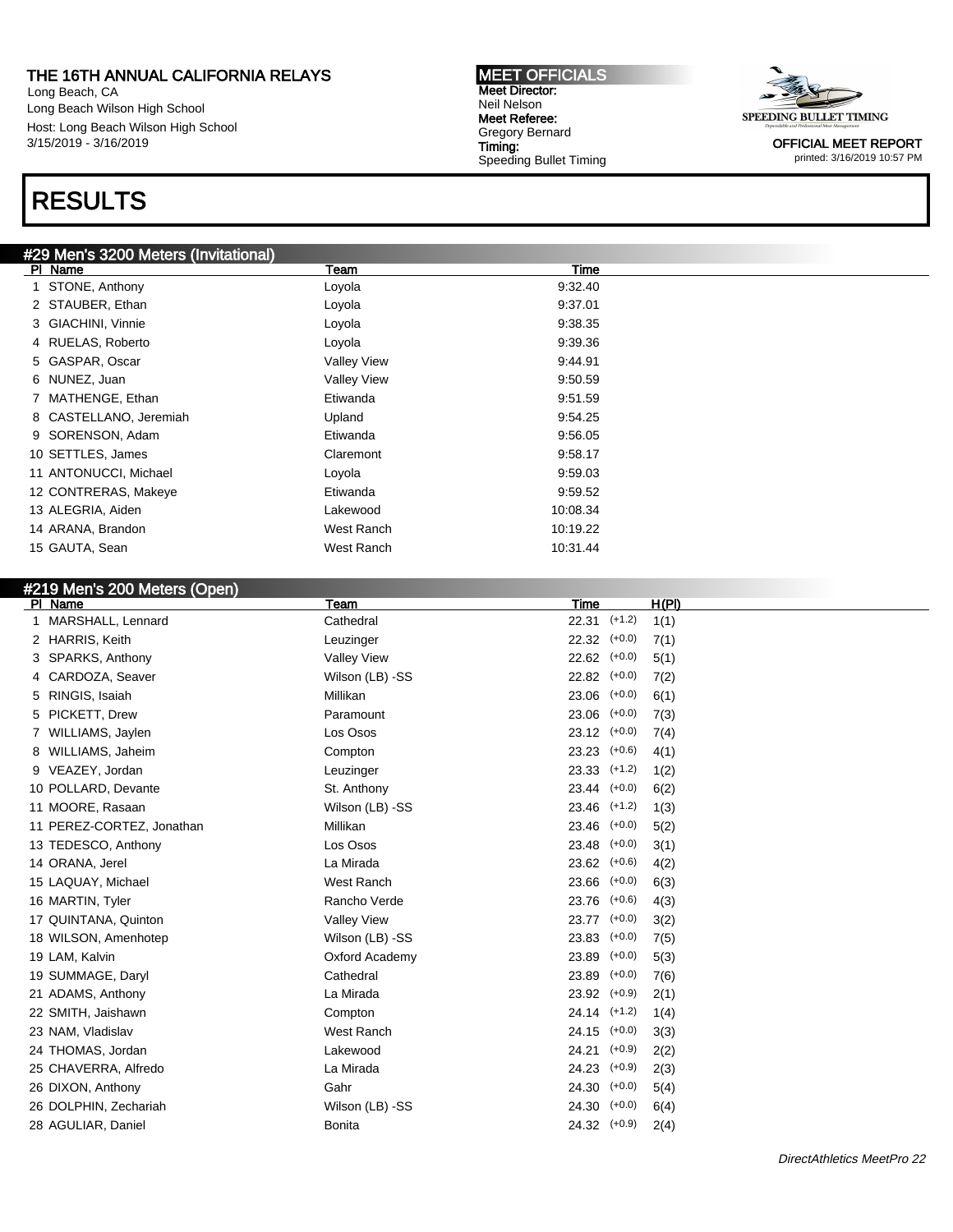**THE 16TH ANNUAL CALIFORNIA RELAYS**
Long Beach, CA
Long Beach Wilson High School
Host: Long Beach Wilson High School
3/15/2019 - 3/16/2019

**MEET OFFICIALS**
**Meet Director:** Neil Nelson
**Meet Referee:** Gregory Bernard
**Timing:** Speeding Bullet Timing

SPEEDING BULLET TIMING

**OFFICIAL MEET REPORT**
printed: 3/16/2019 10:57 PM

# RESULTS

## #29 Men's 3200 Meters (Invitational)

| Pl | Name | Team | Time |
|---|---|---|---|
| 1 | STONE, Anthony | Loyola | 9:32.40 |
| 2 | STAUBER, Ethan | Loyola | 9:37.01 |
| 3 | GIACHINI, Vinnie | Loyola | 9:38.35 |
| 4 | RUELAS, Roberto | Loyola | 9:39.36 |
| 5 | GASPAR, Oscar | Valley View | 9:44.91 |
| 6 | NUNEZ, Juan | Valley View | 9:50.59 |
| 7 | MATHENGE, Ethan | Etiwanda | 9:51.59 |
| 8 | CASTELLANO, Jeremiah | Upland | 9:54.25 |
| 9 | SORENSON, Adam | Etiwanda | 9:56.05 |
| 10 | SETTLES, James | Claremont | 9:58.17 |
| 11 | ANTONUCCI, Michael | Loyola | 9:59.03 |
| 12 | CONTRERAS, Makeye | Etiwanda | 9:59.52 |
| 13 | ALEGRIA, Aiden | Lakewood | 10:08.34 |
| 14 | ARANA, Brandon | West Ranch | 10:19.22 |
| 15 | GAUTA, Sean | West Ranch | 10:31.44 |

## #219 Men's 200 Meters (Open)

| Pl | Name | Team | Time | Wind | H(Pl) |
|---|---|---|---|---|---|
| 1 | MARSHALL, Lennard | Cathedral | 22.31 | (+1.2) | 1(1) |
| 2 | HARRIS, Keith | Leuzinger | 22.32 | (+0.0) | 7(1) |
| 3 | SPARKS, Anthony | Valley View | 22.62 | (+0.0) | 5(1) |
| 4 | CARDOZA, Seaver | Wilson (LB) -SS | 22.82 | (+0.0) | 7(2) |
| 5 | RINGIS, Isaiah | Millikan | 23.06 | (+0.0) | 6(1) |
| 5 | PICKETT, Drew | Paramount | 23.06 | (+0.0) | 7(3) |
| 7 | WILLIAMS, Jaylen | Los Osos | 23.12 | (+0.0) | 7(4) |
| 8 | WILLIAMS, Jaheim | Compton | 23.23 | (+0.6) | 4(1) |
| 9 | VEAZEY, Jordan | Leuzinger | 23.33 | (+1.2) | 1(2) |
| 10 | POLLARD, Devante | St. Anthony | 23.44 | (+0.0) | 6(2) |
| 11 | MOORE, Rasaan | Wilson (LB) -SS | 23.46 | (+1.2) | 1(3) |
| 11 | PEREZ-CORTEZ, Jonathan | Millikan | 23.46 | (+0.0) | 5(2) |
| 13 | TEDESCO, Anthony | Los Osos | 23.48 | (+0.0) | 3(1) |
| 14 | ORANA, Jerel | La Mirada | 23.62 | (+0.6) | 4(2) |
| 15 | LAQUAY, Michael | West Ranch | 23.66 | (+0.0) | 6(3) |
| 16 | MARTIN, Tyler | Rancho Verde | 23.76 | (+0.6) | 4(3) |
| 17 | QUINTANA, Quinton | Valley View | 23.77 | (+0.0) | 3(2) |
| 18 | WILSON, Amenhotep | Wilson (LB) -SS | 23.83 | (+0.0) | 7(5) |
| 19 | LAM, Kalvin | Oxford Academy | 23.89 | (+0.0) | 5(3) |
| 19 | SUMMAGE, Daryl | Cathedral | 23.89 | (+0.0) | 7(6) |
| 21 | ADAMS, Anthony | La Mirada | 23.92 | (+0.9) | 2(1) |
| 22 | SMITH, Jaishawn | Compton | 24.14 | (+1.2) | 1(4) |
| 23 | NAM, Vladislav | West Ranch | 24.15 | (+0.0) | 3(3) |
| 24 | THOMAS, Jordan | Lakewood | 24.21 | (+0.9) | 2(2) |
| 25 | CHAVERRA, Alfredo | La Mirada | 24.23 | (+0.9) | 2(3) |
| 26 | DIXON, Anthony | Gahr | 24.30 | (+0.0) | 5(4) |
| 26 | DOLPHIN, Zechariah | Wilson (LB) -SS | 24.30 | (+0.0) | 6(4) |
| 28 | AGULIAR, Daniel | Bonita | 24.32 | (+0.9) | 2(4) |

*DirectAthletics MeetPro 22*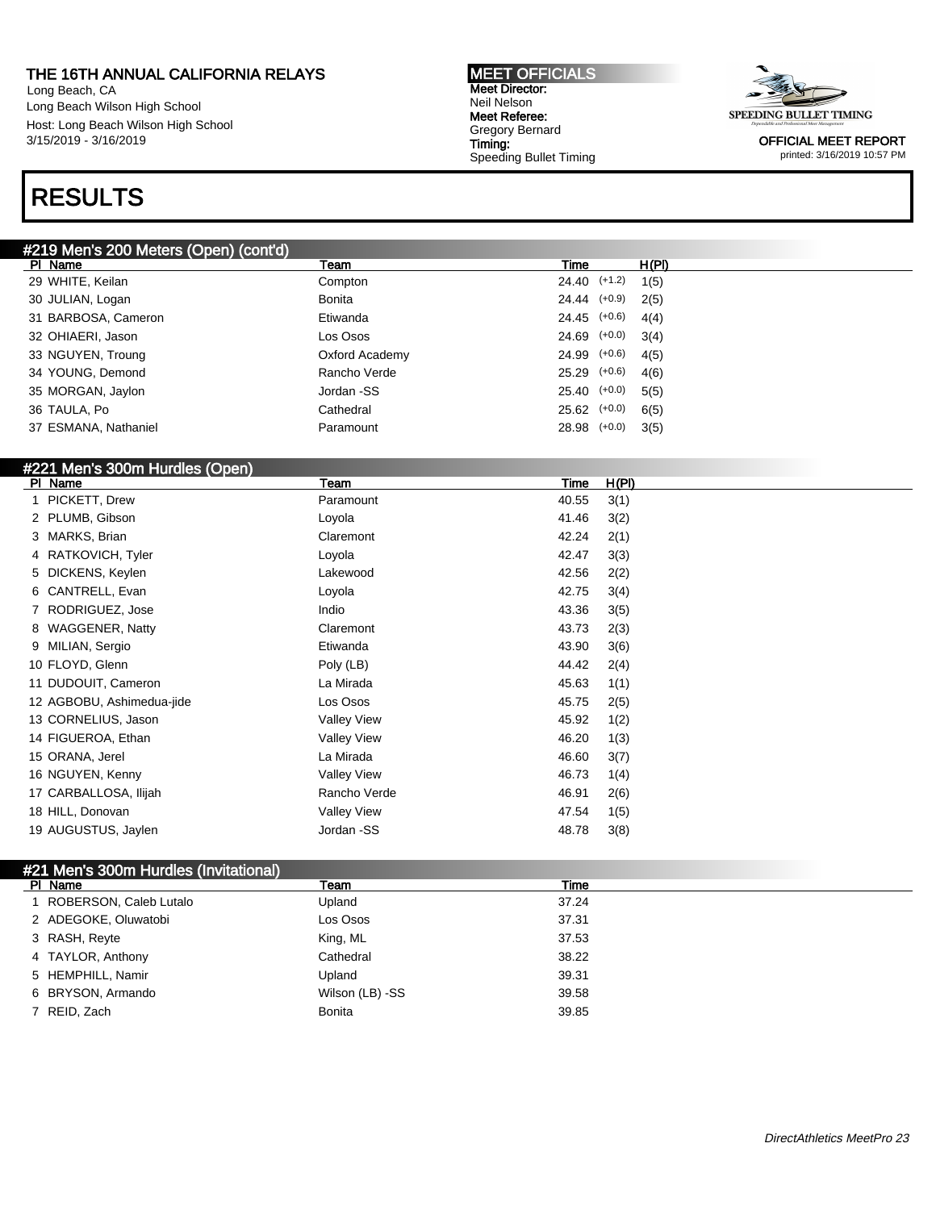# RESULTS

## #219 Men's 200 Meters (Open) (cont'd)

| Pl | Name | Team | Time | | H(Pl) |
|---|---|---|---|---|---|
| 29 | WHITE, Keilan | Compton | 24.40 | (+1.2) | 1(5) |
| 30 | JULIAN, Logan | Bonita | 24.44 | (+0.9) | 2(5) |
| 31 | BARBOSA, Cameron | Etiwanda | 24.45 | (+0.6) | 4(4) |
| 32 | OHIAERI, Jason | Los Osos | 24.69 | (+0.0) | 3(4) |
| 33 | NGUYEN, Troung | Oxford Academy | 24.99 | (+0.6) | 4(5) |
| 34 | YOUNG, Demond | Rancho Verde | 25.29 | (+0.6) | 4(6) |
| 35 | MORGAN, Jaylon | Jordan -SS | 25.40 | (+0.0) | 5(5) |
| 36 | TAULA, Po | Cathedral | 25.62 | (+0.0) | 6(5) |
| 37 | ESMANA, Nathaniel | Paramount | 28.98 | (+0.0) | 3(5) |

## #221 Men's 300m Hurdles (Open)

| Pl | Name | Team | Time | H(Pl) |
|---|---|---|---|---|
| 1 | PICKETT, Drew | Paramount | 40.55 | 3(1) |
| 2 | PLUMB, Gibson | Loyola | 41.46 | 3(2) |
| 3 | MARKS, Brian | Claremont | 42.24 | 2(1) |
| 4 | RATKOVICH, Tyler | Loyola | 42.47 | 3(3) |
| 5 | DICKENS, Keylen | Lakewood | 42.56 | 2(2) |
| 6 | CANTRELL, Evan | Loyola | 42.75 | 3(4) |
| 7 | RODRIGUEZ, Jose | Indio | 43.36 | 3(5) |
| 8 | WAGGENER, Natty | Claremont | 43.73 | 2(3) |
| 9 | MILIAN, Sergio | Etiwanda | 43.90 | 3(6) |
| 10 | FLOYD, Glenn | Poly (LB) | 44.42 | 2(4) |
| 11 | DUDOUIT, Cameron | La Mirada | 45.63 | 1(1) |
| 12 | AGBOBU, Ashimedua-jide | Los Osos | 45.75 | 2(5) |
| 13 | CORNELIUS, Jason | Valley View | 45.92 | 1(2) |
| 14 | FIGUEROA, Ethan | Valley View | 46.20 | 1(3) |
| 15 | ORANA, Jerel | La Mirada | 46.60 | 3(7) |
| 16 | NGUYEN, Kenny | Valley View | 46.73 | 1(4) |
| 17 | CARBALLOSA, Ilijah | Rancho Verde | 46.91 | 2(6) |
| 18 | HILL, Donovan | Valley View | 47.54 | 1(5) |
| 19 | AUGUSTUS, Jaylen | Jordan -SS | 48.78 | 3(8) |

## #21 Men's 300m Hurdles (Invitational)

| Pl | Name | Team | Time |
|---|---|---|---|
| 1 | ROBERSON, Caleb Lutalo | Upland | 37.24 |
| 2 | ADEGOKE, Oluwatobi | Los Osos | 37.31 |
| 3 | RASH, Reyte | King, ML | 37.53 |
| 4 | TAYLOR, Anthony | Cathedral | 38.22 |
| 5 | HEMPHILL, Namir | Upland | 39.31 |
| 6 | BRYSON, Armando | Wilson (LB) -SS | 39.58 |
| 7 | REID, Zach | Bonita | 39.85 |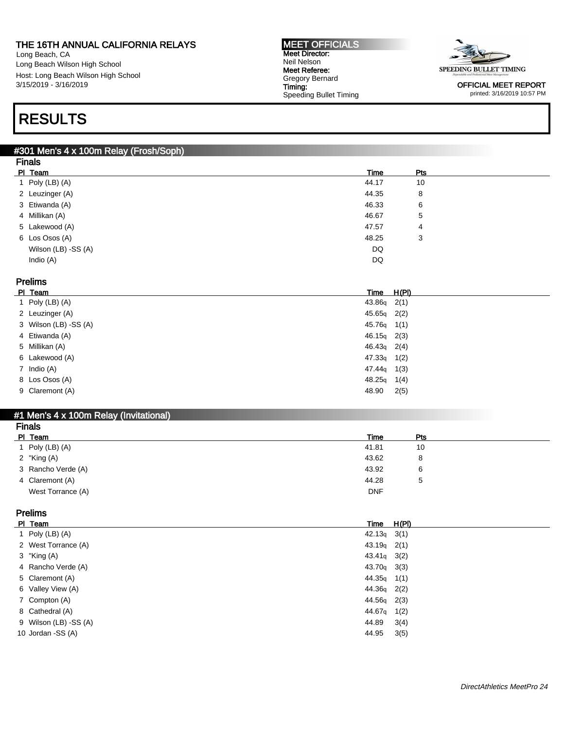THE 16TH ANNUAL CALIFORNIA RELAYS
Long Beach, CA
Long Beach Wilson High School
Host: Long Beach Wilson High School
3/15/2019 - 3/16/2019

MEET OFFICIALS
Meet Director:
Neil Nelson
Meet Referee:
Gregory Bernard
Timing:
Speeding Bullet Timing

OFFICIAL MEET REPORT
printed: 3/16/2019 10:57 PM

# RESULTS

## #301 Men's 4 x 100m Relay (Frosh/Soph)

### Finals

| Pl | Team | Time | Pts |
|---|---|---|---|
| 1 | Poly (LB) (A) | 44.17 | 10 |
| 2 | Leuzinger (A) | 44.35 | 8 |
| 3 | Etiwanda (A) | 46.33 | 6 |
| 4 | Millikan (A) | 46.67 | 5 |
| 5 | Lakewood (A) | 47.57 | 4 |
| 6 | Los Osos (A) | 48.25 | 3 |
| | Wilson (LB) -SS (A) | DQ | |
| | Indio (A) | DQ | |

### Prelims

| Pl | Team | Time | H(Pl) |
|---|---|---|---|
| 1 | Poly (LB) (A) | 43.86q | 2(1) |
| 2 | Leuzinger (A) | 45.65q | 2(2) |
| 3 | Wilson (LB) -SS (A) | 45.76q | 1(1) |
| 4 | Etiwanda (A) | 46.15q | 2(3) |
| 5 | Millikan (A) | 46.43q | 2(4) |
| 6 | Lakewood (A) | 47.33q | 1(2) |
| 7 | Indio (A) | 47.44q | 1(3) |
| 8 | Los Osos (A) | 48.25q | 1(4) |
| 9 | Claremont (A) | 48.90 | 2(5) |

## #1 Men's 4 x 100m Relay (Invitational)

### Finals

| Pl | Team | Time | Pts |
|---|---|---|---|
| 1 | Poly (LB) (A) | 41.81 | 10 |
| 2 | "King (A) | 43.62 | 8 |
| 3 | Rancho Verde (A) | 43.92 | 6 |
| 4 | Claremont (A) | 44.28 | 5 |
| | West Torrance (A) | DNF | |

### Prelims

| Pl | Team | Time | H(Pl) |
|---|---|---|---|
| 1 | Poly (LB) (A) | 42.13q | 3(1) |
| 2 | West Torrance (A) | 43.19q | 2(1) |
| 3 | "King (A) | 43.41q | 3(2) |
| 4 | Rancho Verde (A) | 43.70q | 3(3) |
| 5 | Claremont (A) | 44.35q | 1(1) |
| 6 | Valley View (A) | 44.36q | 2(2) |
| 7 | Compton (A) | 44.56q | 2(3) |
| 8 | Cathedral (A) | 44.67q | 1(2) |
| 9 | Wilson (LB) -SS (A) | 44.89 | 3(4) |
| 10 | Jordan -SS (A) | 44.95 | 3(5) |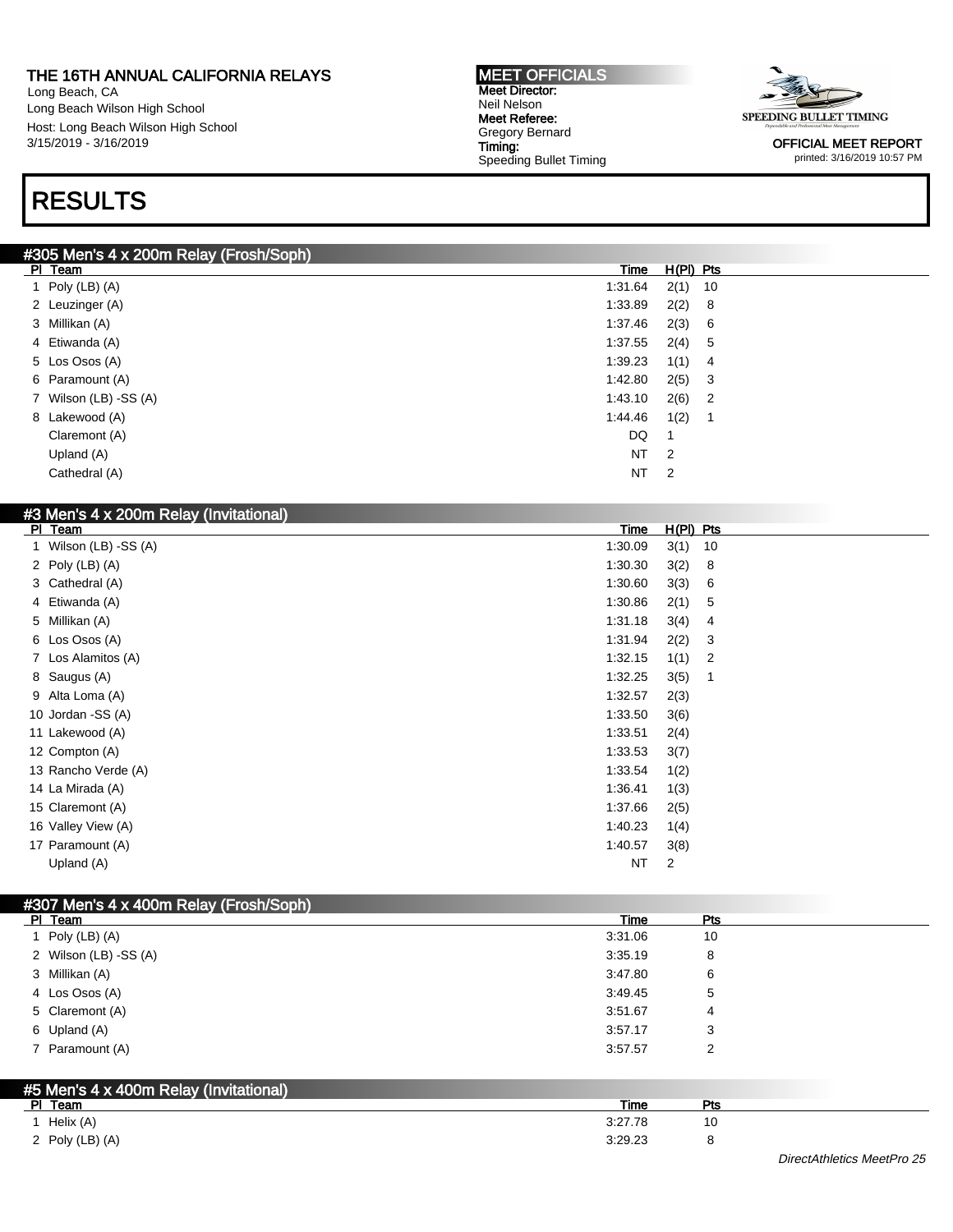THE 16TH ANNUAL CALIFORNIA RELAYS
Long Beach, CA
Long Beach Wilson High School
Host: Long Beach Wilson High School
3/15/2019 - 3/16/2019

MEET OFFICIALS
Meet Director:
Neil Nelson
Meet Referee:
Gregory Bernard
Timing:
Speeding Bullet Timing

OFFICIAL MEET REPORT
printed: 3/16/2019 10:57 PM

# RESULTS

## #305 Men's 4 x 200m Relay (Frosh/Soph)

| Pl | Team | Time | H(Pl) | Pts |
|---|---|---|---|---|
| 1 | Poly (LB) (A) | 1:31.64 | 2(1) | 10 |
| 2 | Leuzinger (A) | 1:33.89 | 2(2) | 8 |
| 3 | Millikan (A) | 1:37.46 | 2(3) | 6 |
| 4 | Etiwanda (A) | 1:37.55 | 2(4) | 5 |
| 5 | Los Osos (A) | 1:39.23 | 1(1) | 4 |
| 6 | Paramount (A) | 1:42.80 | 2(5) | 3 |
| 7 | Wilson (LB) -SS (A) | 1:43.10 | 2(6) | 2 |
| 8 | Lakewood (A) | 1:44.46 | 1(2) | 1 |
| | Claremont (A) | DQ | 1 | |
| | Upland (A) | NT | 2 | |
| | Cathedral (A) | NT | 2 | |

## #3 Men's 4 x 200m Relay (Invitational)

| Pl | Team | Time | H(Pl) | Pts |
|---|---|---|---|---|
| 1 | Wilson (LB) -SS (A) | 1:30.09 | 3(1) | 10 |
| 2 | Poly (LB) (A) | 1:30.30 | 3(2) | 8 |
| 3 | Cathedral (A) | 1:30.60 | 3(3) | 6 |
| 4 | Etiwanda (A) | 1:30.86 | 2(1) | 5 |
| 5 | Millikan (A) | 1:31.18 | 3(4) | 4 |
| 6 | Los Osos (A) | 1:31.94 | 2(2) | 3 |
| 7 | Los Alamitos (A) | 1:32.15 | 1(1) | 2 |
| 8 | Saugus (A) | 1:32.25 | 3(5) | 1 |
| 9 | Alta Loma (A) | 1:32.57 | 2(3) | |
| 10 | Jordan -SS (A) | 1:33.50 | 3(6) | |
| 11 | Lakewood (A) | 1:33.51 | 2(4) | |
| 12 | Compton (A) | 1:33.53 | 3(7) | |
| 13 | Rancho Verde (A) | 1:33.54 | 1(2) | |
| 14 | La Mirada (A) | 1:36.41 | 1(3) | |
| 15 | Claremont (A) | 1:37.66 | 2(5) | |
| 16 | Valley View (A) | 1:40.23 | 1(4) | |
| 17 | Paramount (A) | 1:40.57 | 3(8) | |
| | Upland (A) | NT | 2 | |

## #307 Men's 4 x 400m Relay (Frosh/Soph)

| Pl | Team | Time | Pts |
|---|---|---|---|
| 1 | Poly (LB) (A) | 3:31.06 | 10 |
| 2 | Wilson (LB) -SS (A) | 3:35.19 | 8 |
| 3 | Millikan (A) | 3:47.80 | 6 |
| 4 | Los Osos (A) | 3:49.45 | 5 |
| 5 | Claremont (A) | 3:51.67 | 4 |
| 6 | Upland (A) | 3:57.17 | 3 |
| 7 | Paramount (A) | 3:57.57 | 2 |

## #5 Men's 4 x 400m Relay (Invitational)

| Pl | Team | Time | Pts |
|---|---|---|---|
| 1 | Helix (A) | 3:27.78 | 10 |
| 2 | Poly (LB) (A) | 3:29.23 | 8 |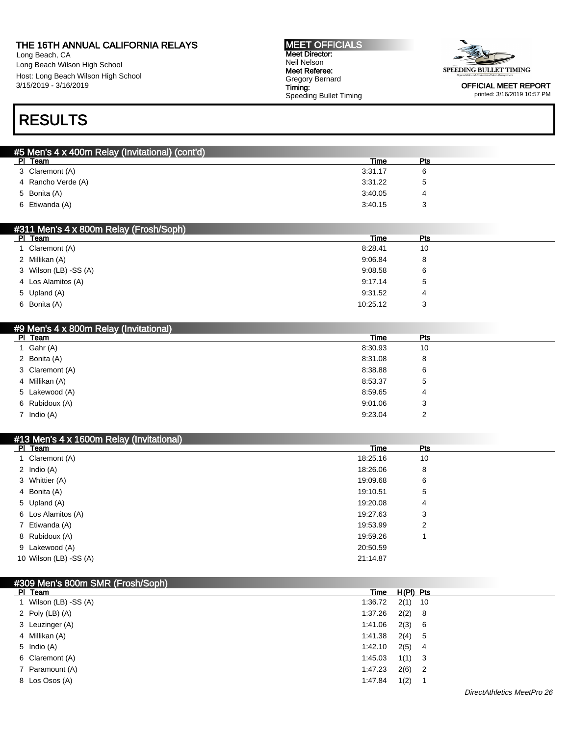THE 16TH ANNUAL CALIFORNIA RELAYS
Long Beach, CA
Long Beach Wilson High School
Host: Long Beach Wilson High School
3/15/2019 - 3/16/2019

MEET OFFICIALS
Meet Director:
Neil Nelson
Meet Referee:
Gregory Bernard
Timing:
Speeding Bullet Timing

OFFICIAL MEET REPORT
printed: 3/16/2019 10:57 PM

# RESULTS

## #5 Men's 4 x 400m Relay (Invitational) (cont'd)

| Pl | Team | Time | Pts |
|---|---|---|---|
| 3 | Claremont (A) | 3:31.17 | 6 |
| 4 | Rancho Verde (A) | 3:31.22 | 5 |
| 5 | Bonita (A) | 3:40.05 | 4 |
| 6 | Etiwanda (A) | 3:40.15 | 3 |

## #311 Men's 4 x 800m Relay (Frosh/Soph)

| Pl | Team | Time | Pts |
|---|---|---|---|
| 1 | Claremont (A) | 8:28.41 | 10 |
| 2 | Millikan (A) | 9:06.84 | 8 |
| 3 | Wilson (LB) -SS (A) | 9:08.58 | 6 |
| 4 | Los Alamitos (A) | 9:17.14 | 5 |
| 5 | Upland (A) | 9:31.52 | 4 |
| 6 | Bonita (A) | 10:25.12 | 3 |

## #9 Men's 4 x 800m Relay (Invitational)

| Pl | Team | Time | Pts |
|---|---|---|---|
| 1 | Gahr (A) | 8:30.93 | 10 |
| 2 | Bonita (A) | 8:31.08 | 8 |
| 3 | Claremont (A) | 8:38.88 | 6 |
| 4 | Millikan (A) | 8:53.37 | 5 |
| 5 | Lakewood (A) | 8:59.65 | 4 |
| 6 | Rubidoux (A) | 9:01.06 | 3 |
| 7 | Indio (A) | 9:23.04 | 2 |

## #13 Men's 4 x 1600m Relay (Invitational)

| Pl | Team | Time | Pts |
|---|---|---|---|
| 1 | Claremont (A) | 18:25.16 | 10 |
| 2 | Indio (A) | 18:26.06 | 8 |
| 3 | Whittier (A) | 19:09.68 | 6 |
| 4 | Bonita (A) | 19:10.51 | 5 |
| 5 | Upland (A) | 19:20.08 | 4 |
| 6 | Los Alamitos (A) | 19:27.63 | 3 |
| 7 | Etiwanda (A) | 19:53.99 | 2 |
| 8 | Rubidoux (A) | 19:59.26 | 1 |
| 9 | Lakewood (A) | 20:50.59 | |
| 10 | Wilson (LB) -SS (A) | 21:14.87 | |

## #309 Men's 800m SMR (Frosh/Soph)

| Pl | Team | Time | H(Pl) | Pts |
|---|---|---|---|---|
| 1 | Wilson (LB) -SS (A) | 1:36.72 | 2(1) | 10 |
| 2 | Poly (LB) (A) | 1:37.26 | 2(2) | 8 |
| 3 | Leuzinger (A) | 1:41.06 | 2(3) | 6 |
| 4 | Millikan (A) | 1:41.38 | 2(4) | 5 |
| 5 | Indio (A) | 1:42.10 | 2(5) | 4 |
| 6 | Claremont (A) | 1:45.03 | 1(1) | 3 |
| 7 | Paramount (A) | 1:47.23 | 2(6) | 2 |
| 8 | Los Osos (A) | 1:47.84 | 1(2) | 1 |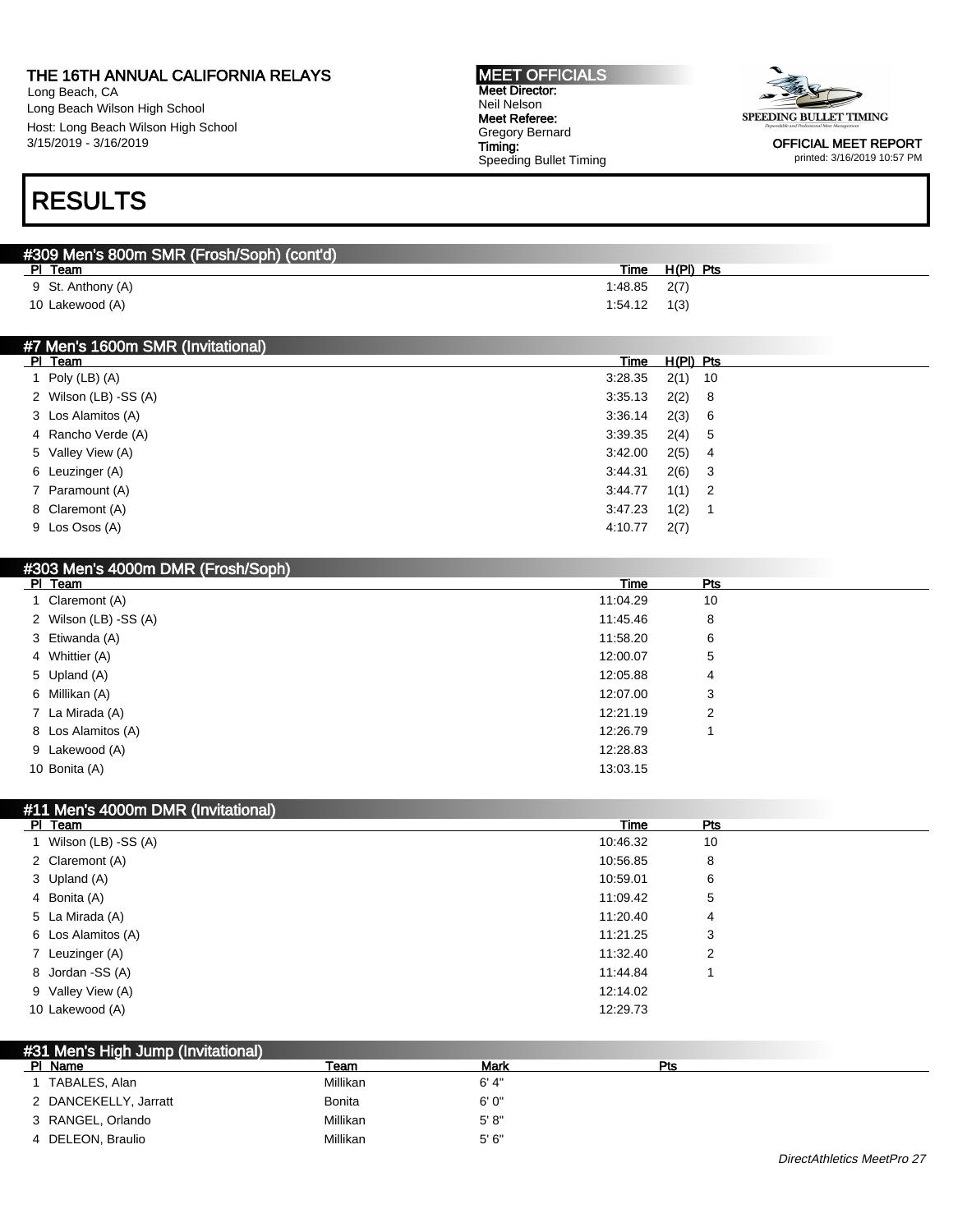THE 16TH ANNUAL CALIFORNIA RELAYS
Long Beach, CA
Long Beach Wilson High School
Host: Long Beach Wilson High School
3/15/2019 - 3/16/2019

MEET OFFICIALS
Meet Director:
Neil Nelson
Meet Referee:
Gregory Bernard
Timing:
Speeding Bullet Timing

OFFICIAL MEET REPORT
printed: 3/16/2019 10:57 PM

# RESULTS

## #309 Men's 800m SMR (Frosh/Soph) (cont'd)

| Pl | Team | Time | H(Pl) | Pts |
|---|---|---|---|---|
| 9 | St. Anthony (A) | 1:48.85 | 2(7) | |
| 10 | Lakewood (A) | 1:54.12 | 1(3) | |

## #7 Men's 1600m SMR (Invitational)

| Pl | Team | Time | H(Pl) | Pts |
|---|---|---|---|---|
| 1 | Poly (LB) (A) | 3:28.35 | 2(1) | 10 |
| 2 | Wilson (LB) -SS (A) | 3:35.13 | 2(2) | 8 |
| 3 | Los Alamitos (A) | 3:36.14 | 2(3) | 6 |
| 4 | Rancho Verde (A) | 3:39.35 | 2(4) | 5 |
| 5 | Valley View (A) | 3:42.00 | 2(5) | 4 |
| 6 | Leuzinger (A) | 3:44.31 | 2(6) | 3 |
| 7 | Paramount (A) | 3:44.77 | 1(1) | 2 |
| 8 | Claremont (A) | 3:47.23 | 1(2) | 1 |
| 9 | Los Osos (A) | 4:10.77 | 2(7) | |

## #303 Men's 4000m DMR (Frosh/Soph)

| Pl | Team | Time | Pts |
|---|---|---|---|
| 1 | Claremont (A) | 11:04.29 | 10 |
| 2 | Wilson (LB) -SS (A) | 11:45.46 | 8 |
| 3 | Etiwanda (A) | 11:58.20 | 6 |
| 4 | Whittier (A) | 12:00.07 | 5 |
| 5 | Upland (A) | 12:05.88 | 4 |
| 6 | Millikan (A) | 12:07.00 | 3 |
| 7 | La Mirada (A) | 12:21.19 | 2 |
| 8 | Los Alamitos (A) | 12:26.79 | 1 |
| 9 | Lakewood (A) | 12:28.83 | |
| 10 | Bonita (A) | 13:03.15 | |

## #11 Men's 4000m DMR (Invitational)

| Pl | Team | Time | Pts |
|---|---|---|---|
| 1 | Wilson (LB) -SS (A) | 10:46.32 | 10 |
| 2 | Claremont (A) | 10:56.85 | 8 |
| 3 | Upland (A) | 10:59.01 | 6 |
| 4 | Bonita (A) | 11:09.42 | 5 |
| 5 | La Mirada (A) | 11:20.40 | 4 |
| 6 | Los Alamitos (A) | 11:21.25 | 3 |
| 7 | Leuzinger (A) | 11:32.40 | 2 |
| 8 | Jordan -SS (A) | 11:44.84 | 1 |
| 9 | Valley View (A) | 12:14.02 | |
| 10 | Lakewood (A) | 12:29.73 | |

## #31 Men's High Jump (Invitational)

| Pl | Name | Team | Mark | Pts |
|---|---|---|---|---|
| 1 | TABALES, Alan | Millikan | 6' 4" | |
| 2 | DANCEKELLY, Jarratt | Bonita | 6' 0" | |
| 3 | RANGEL, Orlando | Millikan | 5' 8" | |
| 4 | DELEON, Braulio | Millikan | 5' 6" | |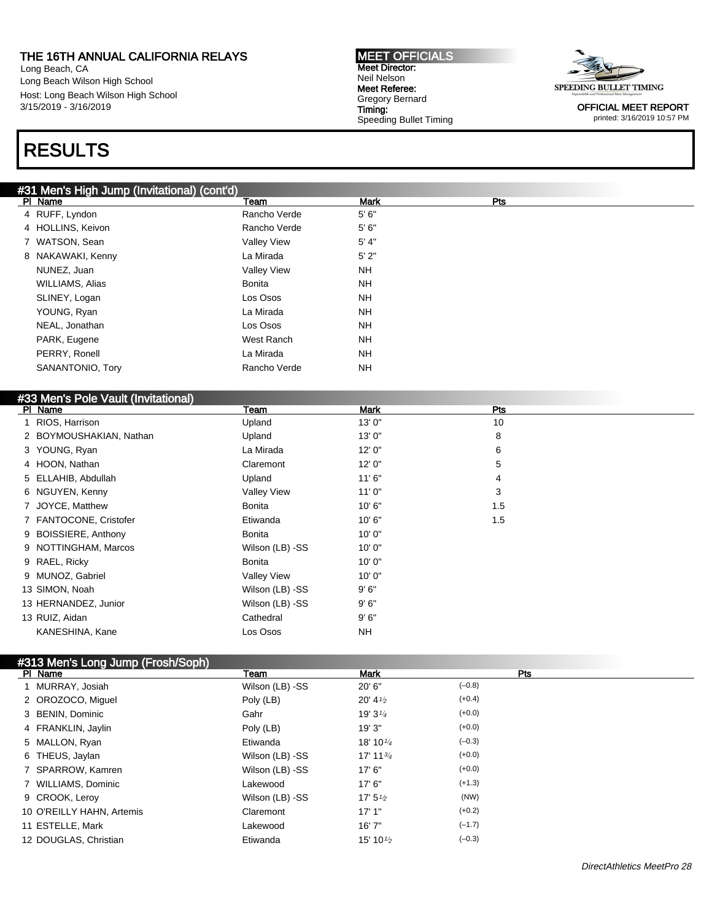THE 16TH ANNUAL CALIFORNIA RELAYS
Long Beach, CA
Long Beach Wilson High School
Host: Long Beach Wilson High School
3/15/2019 - 3/16/2019

MEET OFFICIALS
Meet Director: Neil Nelson
Meet Referee: Gregory Bernard
Timing: Speeding Bullet Timing

OFFICIAL MEET REPORT
printed: 3/16/2019 10:57 PM

# RESULTS

## #31 Men's High Jump (Invitational) (cont'd)

| Pl | Name | Team | Mark | Pts |
|---|---|---|---|---|
| 4 | RUFF, Lyndon | Rancho Verde | 5' 6" | |
| 4 | HOLLINS, Keivon | Rancho Verde | 5' 6" | |
| 7 | WATSON, Sean | Valley View | 5' 4" | |
| 8 | NAKAWAKI, Kenny | La Mirada | 5' 2" | |
| | NUNEZ, Juan | Valley View | NH | |
| | WILLIAMS, Alias | Bonita | NH | |
| | SLINEY, Logan | Los Osos | NH | |
| | YOUNG, Ryan | La Mirada | NH | |
| | NEAL, Jonathan | Los Osos | NH | |
| | PARK, Eugene | West Ranch | NH | |
| | PERRY, Ronell | La Mirada | NH | |
| | SANANTONIO, Tory | Rancho Verde | NH | |

## #33 Men's Pole Vault (Invitational)

| Pl | Name | Team | Mark | Pts |
|---|---|---|---|---|
| 1 | RIOS, Harrison | Upland | 13' 0" | 10 |
| 2 | BOYMOUSHAKIAN, Nathan | Upland | 13' 0" | 8 |
| 3 | YOUNG, Ryan | La Mirada | 12' 0" | 6 |
| 4 | HOON, Nathan | Claremont | 12' 0" | 5 |
| 5 | ELLAHIB, Abdullah | Upland | 11' 6" | 4 |
| 6 | NGUYEN, Kenny | Valley View | 11' 0" | 3 |
| 7 | JOYCE, Matthew | Bonita | 10' 6" | 1.5 |
| 7 | FANTOCONE, Cristofer | Etiwanda | 10' 6" | 1.5 |
| 9 | BOISSIERE, Anthony | Bonita | 10' 0" | |
| 9 | NOTTINGHAM, Marcos | Wilson (LB) -SS | 10' 0" | |
| 9 | RAEL, Ricky | Bonita | 10' 0" | |
| 9 | MUNOZ, Gabriel | Valley View | 10' 0" | |
| 13 | SIMON, Noah | Wilson (LB) -SS | 9' 6" | |
| 13 | HERNANDEZ, Junior | Wilson (LB) -SS | 9' 6" | |
| 13 | RUIZ, Aidan | Cathedral | 9' 6" | |
| | KANESHINA, Kane | Los Osos | NH | |

## #313 Men's Long Jump (Frosh/Soph)

| Pl | Name | Team | Mark | | Pts |
|---|---|---|---|---|---|
| 1 | MURRAY, Josiah | Wilson (LB) -SS | 20' 6" | (–0.8) | |
| 2 | OROZOCO, Miguel | Poly (LB) | 20' 4½ | (+0.4) | |
| 3 | BENIN, Dominic | Gahr | 19' 3¼ | (+0.0) | |
| 4 | FRANKLIN, Jaylin | Poly (LB) | 19' 3" | (+0.0) | |
| 5 | MALLON, Ryan | Etiwanda | 18' 10¼ | (–0.3) | |
| 6 | THEUS, Jaylan | Wilson (LB) -SS | 17' 11¾ | (+0.0) | |
| 7 | SPARROW, Kamren | Wilson (LB) -SS | 17' 6" | (+0.0) | |
| 7 | WILLIAMS, Dominic | Lakewood | 17' 6" | (+1.3) | |
| 9 | CROOK, Leroy | Wilson (LB) -SS | 17' 5½ | (NW) | |
| 10 | O'REILLY HAHN, Artemis | Claremont | 17' 1" | (+0.2) | |
| 11 | ESTELLE, Mark | Lakewood | 16' 7" | (–1.7) | |
| 12 | DOUGLAS, Christian | Etiwanda | 15' 10½ | (–0.3) | |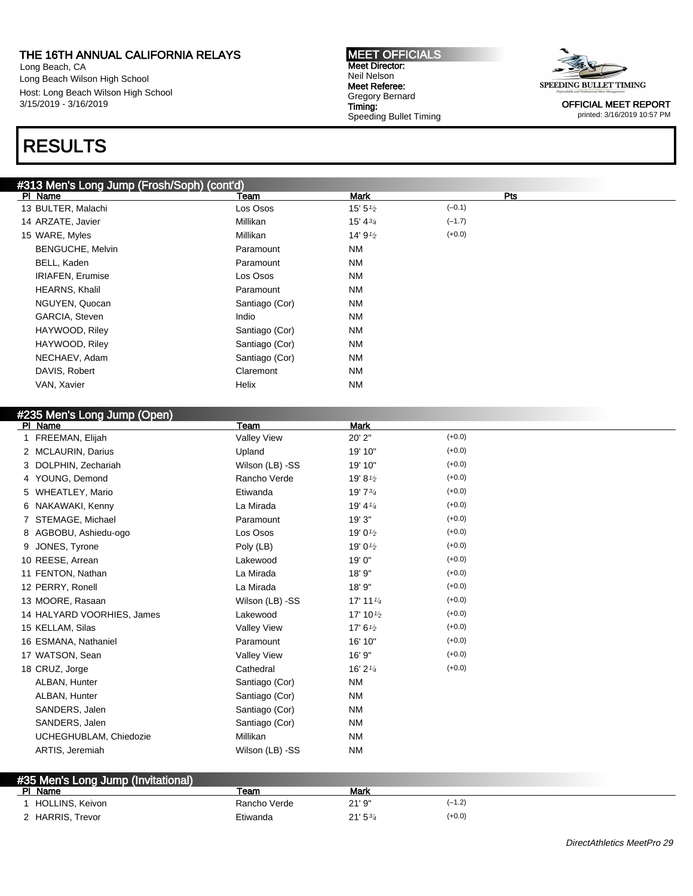THE 16TH ANNUAL CALIFORNIA RELAYS
Long Beach, CA
Long Beach Wilson High School
Host: Long Beach Wilson High School
3/15/2019 - 3/16/2019

MEET OFFICIALS
Meet Director:
Neil Nelson
Meet Referee:
Gregory Bernard
Timing:
Speeding Bullet Timing

SPEEDING BULLET TIMING

OFFICIAL MEET REPORT
printed: 3/16/2019 10:57 PM

# RESULTS

## #313 Men's Long Jump (Frosh/Soph) (cont'd)

| Pl | Name | Team | Mark | | Pts |
|---|---|---|---|---|---|
| 13 | BULTER, Malachi | Los Osos | 15' 5½ | (–0.1) | |
| 14 | ARZATE, Javier | Millikan | 15' 4¾ | (–1.7) | |
| 15 | WARE, Myles | Millikan | 14' 9½ | (+0.0) | |
| | BENGUCHE, Melvin | Paramount | NM | | |
| | BELL, Kaden | Paramount | NM | | |
| | IRIAFEN, Erumise | Los Osos | NM | | |
| | HEARNS, Khalil | Paramount | NM | | |
| | NGUYEN, Quocan | Santiago (Cor) | NM | | |
| | GARCIA, Steven | Indio | NM | | |
| | HAYWOOD, Riley | Santiago (Cor) | NM | | |
| | HAYWOOD, Riley | Santiago (Cor) | NM | | |
| | NECHAEV, Adam | Santiago (Cor) | NM | | |
| | DAVIS, Robert | Claremont | NM | | |
| | VAN, Xavier | Helix | NM | | |

## #235 Men's Long Jump (Open)

| Pl | Name | Team | Mark | |
|---|---|---|---|---|
| 1 | FREEMAN, Elijah | Valley View | 20' 2" | (+0.0) |
| 2 | MCLAURIN, Darius | Upland | 19' 10" | (+0.0) |
| 3 | DOLPHIN, Zechariah | Wilson (LB) -SS | 19' 10" | (+0.0) |
| 4 | YOUNG, Demond | Rancho Verde | 19' 8½ | (+0.0) |
| 5 | WHEATLEY, Mario | Etiwanda | 19' 7¾ | (+0.0) |
| 6 | NAKAWAKI, Kenny | La Mirada | 19' 4¼ | (+0.0) |
| 7 | STEMAGE, Michael | Paramount | 19' 3" | (+0.0) |
| 8 | AGBOBU, Ashiedu-ogo | Los Osos | 19' 0½ | (+0.0) |
| 9 | JONES, Tyrone | Poly (LB) | 19' 0½ | (+0.0) |
| 10 | REESE, Arrean | Lakewood | 19' 0" | (+0.0) |
| 11 | FENTON, Nathan | La Mirada | 18' 9" | (+0.0) |
| 12 | PERRY, Ronell | La Mirada | 18' 9" | (+0.0) |
| 13 | MOORE, Rasaan | Wilson (LB) -SS | 17' 11¼ | (+0.0) |
| 14 | HALYARD VOORHIES, James | Lakewood | 17' 10½ | (+0.0) |
| 15 | KELLAM, Silas | Valley View | 17' 6½ | (+0.0) |
| 16 | ESMANA, Nathaniel | Paramount | 16' 10" | (+0.0) |
| 17 | WATSON, Sean | Valley View | 16' 9" | (+0.0) |
| 18 | CRUZ, Jorge | Cathedral | 16' 2¼ | (+0.0) |
| | ALBAN, Hunter | Santiago (Cor) | NM | |
| | ALBAN, Hunter | Santiago (Cor) | NM | |
| | SANDERS, Jalen | Santiago (Cor) | NM | |
| | SANDERS, Jalen | Santiago (Cor) | NM | |
| | UCHEGHUBLAM, Chiedozie | Millikan | NM | |
| | ARTIS, Jeremiah | Wilson (LB) -SS | NM | |

## #35 Men's Long Jump (Invitational)

| Pl | Name | Team | Mark | |
|---|---|---|---|---|
| 1 | HOLLINS, Keivon | Rancho Verde | 21' 9" | (–1.2) |
| 2 | HARRIS, Trevor | Etiwanda | 21' 5¾ | (+0.0) |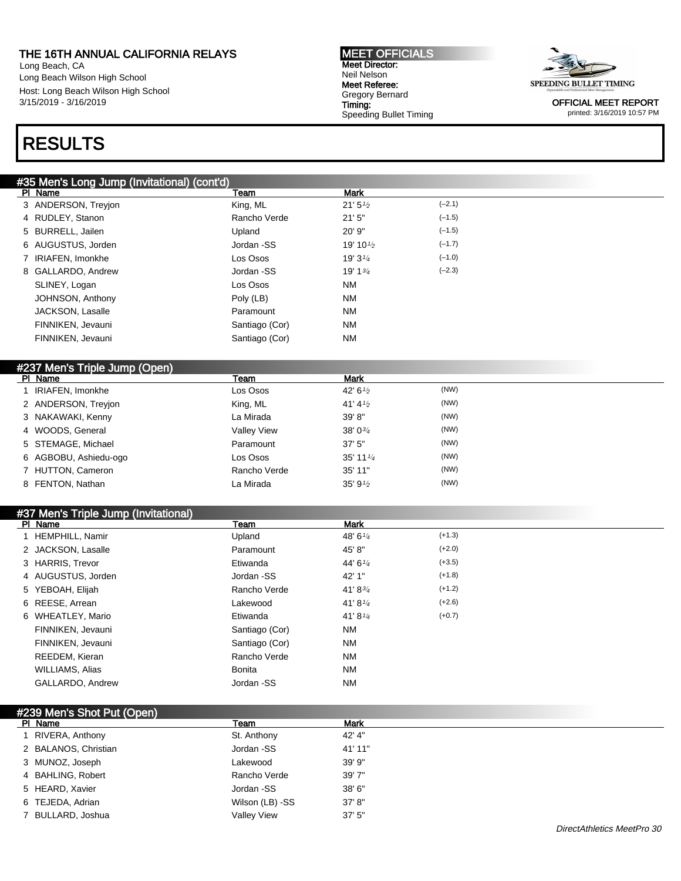# RESULTS

### #35 Men's Long Jump (Invitational) (cont'd)

| Pl | Name | Team | Mark | |
|---|---|---|---|---|
| 3 | ANDERSON, Treyjon | King, ML | 21' 5½ | (–2.1) |
| 4 | RUDLEY, Stanon | Rancho Verde | 21' 5" | (–1.5) |
| 5 | BURRELL, Jailen | Upland | 20' 9" | (–1.5) |
| 6 | AUGUSTUS, Jorden | Jordan -SS | 19' 10½ | (–1.7) |
| 7 | IRIAFEN, Imonkhe | Los Osos | 19' 3¼ | (–1.0) |
| 8 | GALLARDO, Andrew | Jordan -SS | 19' 1¾ | (–2.3) |
| | SLINEY, Logan | Los Osos | NM | |
| | JOHNSON, Anthony | Poly (LB) | NM | |
| | JACKSON, Lasalle | Paramount | NM | |
| | FINNIKEN, Jevauni | Santiago (Cor) | NM | |
| | FINNIKEN, Jevauni | Santiago (Cor) | NM | |

### #237 Men's Triple Jump (Open)

| Pl | Name | Team | Mark | |
|---|---|---|---|---|
| 1 | IRIAFEN, Imonkhe | Los Osos | 42' 6½ | (NW) |
| 2 | ANDERSON, Treyjon | King, ML | 41' 4½ | (NW) |
| 3 | NAKAWAKI, Kenny | La Mirada | 39' 8" | (NW) |
| 4 | WOODS, General | Valley View | 38' 0¾ | (NW) |
| 5 | STEMAGE, Michael | Paramount | 37' 5" | (NW) |
| 6 | AGBOBU, Ashiedu-ogo | Los Osos | 35' 11¼ | (NW) |
| 7 | HUTTON, Cameron | Rancho Verde | 35' 11" | (NW) |
| 8 | FENTON, Nathan | La Mirada | 35' 9½ | (NW) |

### #37 Men's Triple Jump (Invitational)

| Pl | Name | Team | Mark | |
|---|---|---|---|---|
| 1 | HEMPHILL, Namir | Upland | 48' 6¼ | (+1.3) |
| 2 | JACKSON, Lasalle | Paramount | 45' 8" | (+2.0) |
| 3 | HARRIS, Trevor | Etiwanda | 44' 6¼ | (+3.5) |
| 4 | AUGUSTUS, Jorden | Jordan -SS | 42' 1" | (+1.8) |
| 5 | YEBOAH, Elijah | Rancho Verde | 41' 8¾ | (+1.2) |
| 6 | REESE, Arrean | Lakewood | 41' 8¼ | (+2.6) |
| 6 | WHEATLEY, Mario | Etiwanda | 41' 8¼ | (+0.7) |
| | FINNIKEN, Jevauni | Santiago (Cor) | NM | |
| | FINNIKEN, Jevauni | Santiago (Cor) | NM | |
| | REEDEM, Kieran | Rancho Verde | NM | |
| | WILLIAMS, Alias | Bonita | NM | |
| | GALLARDO, Andrew | Jordan -SS | NM | |

### #239 Men's Shot Put (Open)

| Pl | Name | Team | Mark |
|---|---|---|---|
| 1 | RIVERA, Anthony | St. Anthony | 42' 4" |
| 2 | BALANOS, Christian | Jordan -SS | 41' 11" |
| 3 | MUNOZ, Joseph | Lakewood | 39' 9" |
| 4 | BAHLING, Robert | Rancho Verde | 39' 7" |
| 5 | HEARD, Xavier | Jordan -SS | 38' 6" |
| 6 | TEJEDA, Adrian | Wilson (LB) -SS | 37' 8" |
| 7 | BULLARD, Joshua | Valley View | 37' 5" |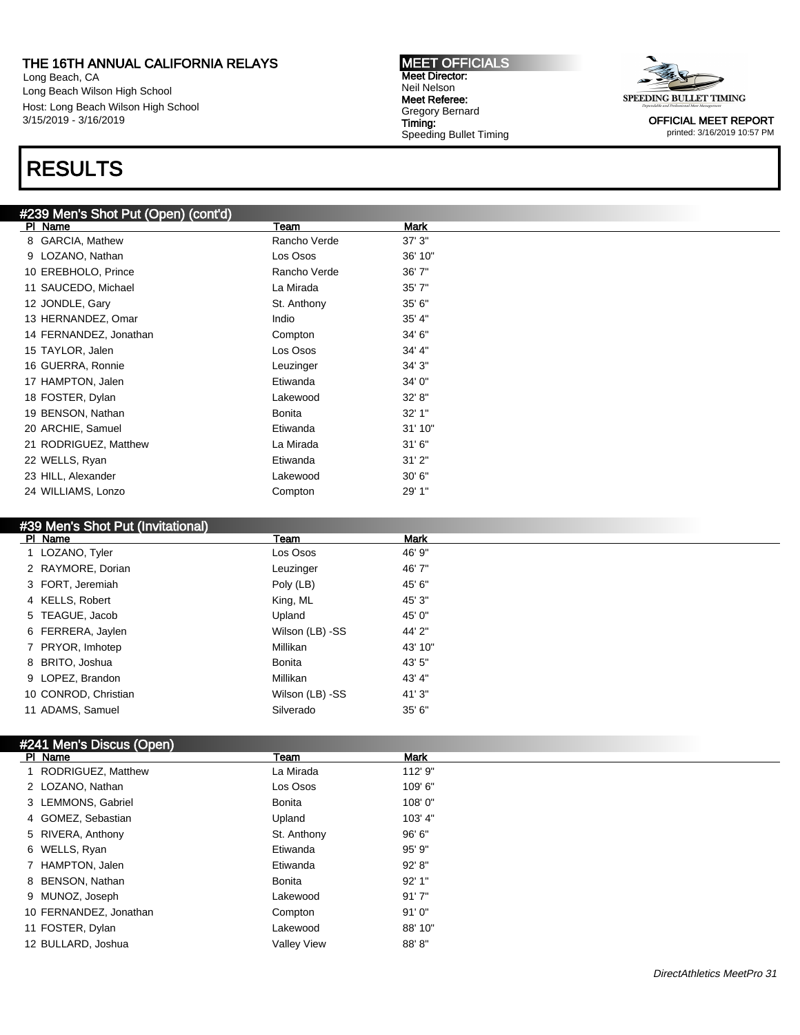THE 16TH ANNUAL CALIFORNIA RELAYS
Long Beach, CA
Long Beach Wilson High School
Host: Long Beach Wilson High School
3/15/2019 - 3/16/2019

MEET OFFICIALS
Meet Director:
Neil Nelson
Meet Referee:
Gregory Bernard
Timing:
Speeding Bullet Timing

OFFICIAL MEET REPORT
printed: 3/16/2019 10:57 PM

# RESULTS

## #239 Men's Shot Put (Open) (cont'd)

| Pl | Name | Team | Mark |
|---|---|---|---|
| 8 | GARCIA, Mathew | Rancho Verde | 37' 3" |
| 9 | LOZANO, Nathan | Los Osos | 36' 10" |
| 10 | EREBHOLO, Prince | Rancho Verde | 36' 7" |
| 11 | SAUCEDO, Michael | La Mirada | 35' 7" |
| 12 | JONDLE, Gary | St. Anthony | 35' 6" |
| 13 | HERNANDEZ, Omar | Indio | 35' 4" |
| 14 | FERNANDEZ, Jonathan | Compton | 34' 6" |
| 15 | TAYLOR, Jalen | Los Osos | 34' 4" |
| 16 | GUERRA, Ronnie | Leuzinger | 34' 3" |
| 17 | HAMPTON, Jalen | Etiwanda | 34' 0" |
| 18 | FOSTER, Dylan | Lakewood | 32' 8" |
| 19 | BENSON, Nathan | Bonita | 32' 1" |
| 20 | ARCHIE, Samuel | Etiwanda | 31' 10" |
| 21 | RODRIGUEZ, Matthew | La Mirada | 31' 6" |
| 22 | WELLS, Ryan | Etiwanda | 31' 2" |
| 23 | HILL, Alexander | Lakewood | 30' 6" |
| 24 | WILLIAMS, Lonzo | Compton | 29' 1" |

## #39 Men's Shot Put (Invitational)

| Pl | Name | Team | Mark |
|---|---|---|---|
| 1 | LOZANO, Tyler | Los Osos | 46' 9" |
| 2 | RAYMORE, Dorian | Leuzinger | 46' 7" |
| 3 | FORT, Jeremiah | Poly (LB) | 45' 6" |
| 4 | KELLS, Robert | King, ML | 45' 3" |
| 5 | TEAGUE, Jacob | Upland | 45' 0" |
| 6 | FERRERA, Jaylen | Wilson (LB) -SS | 44' 2" |
| 7 | PRYOR, Imhotep | Millikan | 43' 10" |
| 8 | BRITO, Joshua | Bonita | 43' 5" |
| 9 | LOPEZ, Brandon | Millikan | 43' 4" |
| 10 | CONROD, Christian | Wilson (LB) -SS | 41' 3" |
| 11 | ADAMS, Samuel | Silverado | 35' 6" |

## #241 Men's Discus (Open)

| Pl | Name | Team | Mark |
|---|---|---|---|
| 1 | RODRIGUEZ, Matthew | La Mirada | 112' 9" |
| 2 | LOZANO, Nathan | Los Osos | 109' 6" |
| 3 | LEMMONS, Gabriel | Bonita | 108' 0" |
| 4 | GOMEZ, Sebastian | Upland | 103' 4" |
| 5 | RIVERA, Anthony | St. Anthony | 96' 6" |
| 6 | WELLS, Ryan | Etiwanda | 95' 9" |
| 7 | HAMPTON, Jalen | Etiwanda | 92' 8" |
| 8 | BENSON, Nathan | Bonita | 92' 1" |
| 9 | MUNOZ, Joseph | Lakewood | 91' 7" |
| 10 | FERNANDEZ, Jonathan | Compton | 91' 0" |
| 11 | FOSTER, Dylan | Lakewood | 88' 10" |
| 12 | BULLARD, Joshua | Valley View | 88' 8" |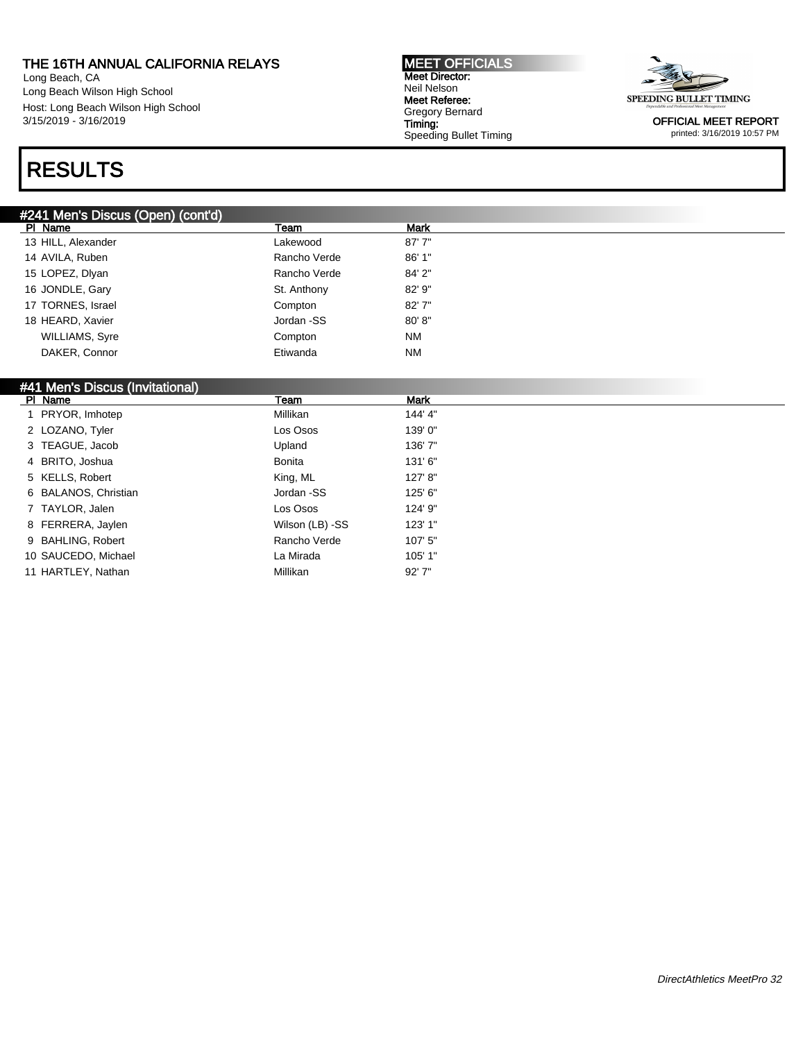## RESULTS

### #241 Men's Discus (Open) (cont'd)

| Pl | Name | Team | Mark |
|---|---|---|---|
| 13 | HILL, Alexander | Lakewood | 87' 7" |
| 14 | AVILA, Ruben | Rancho Verde | 86' 1" |
| 15 | LOPEZ, Dlyan | Rancho Verde | 84' 2" |
| 16 | JONDLE, Gary | St. Anthony | 82' 9" |
| 17 | TORNES, Israel | Compton | 82' 7" |
| 18 | HEARD, Xavier | Jordan -SS | 80' 8" |
| | WILLIAMS, Syre | Compton | NM |
| | DAKER, Connor | Etiwanda | NM |

### #41 Men's Discus (Invitational)

| Pl | Name | Team | Mark |
|---|---|---|---|
| 1 | PRYOR, Imhotep | Millikan | 144' 4" |
| 2 | LOZANO, Tyler | Los Osos | 139' 0" |
| 3 | TEAGUE, Jacob | Upland | 136' 7" |
| 4 | BRITO, Joshua | Bonita | 131' 6" |
| 5 | KELLS, Robert | King, ML | 127' 8" |
| 6 | BALANOS, Christian | Jordan -SS | 125' 6" |
| 7 | TAYLOR, Jalen | Los Osos | 124' 9" |
| 8 | FERRERA, Jaylen | Wilson (LB) -SS | 123' 1" |
| 9 | BAHLING, Robert | Rancho Verde | 107' 5" |
| 10 | SAUCEDO, Michael | La Mirada | 105' 1" |
| 11 | HARTLEY, Nathan | Millikan | 92' 7" |